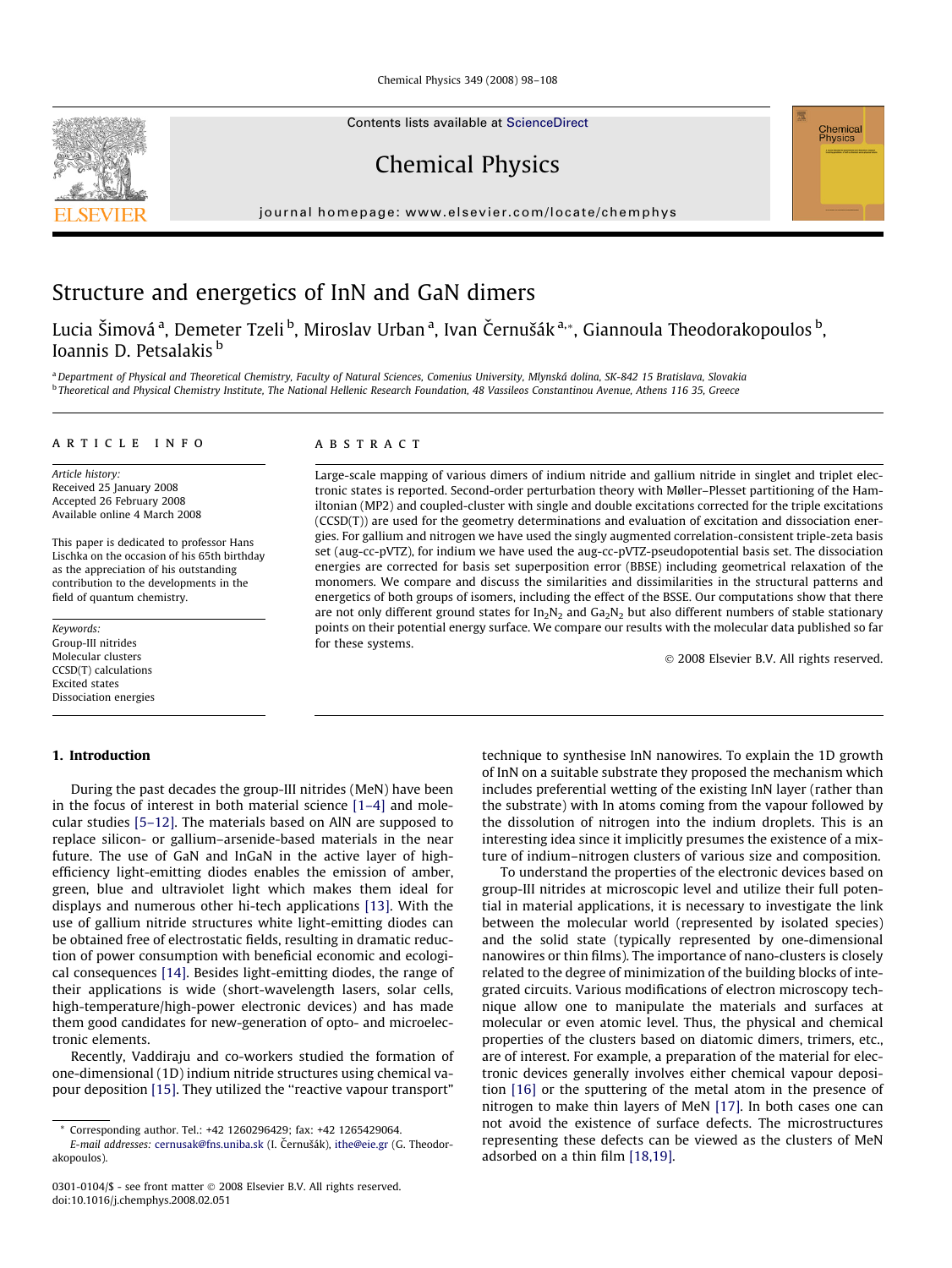# Structure and energetics of InN and GaN dimers

Lucia Šimová [a], Demeter Tzeli [b], Miroslav Urban [a], Ivan Černušák [a,*], Giannoula Theodorakopoulos [b], Ioannis D. Petsalakis [b]

[a] Department of Physical and Theoretical Chemistry, Faculty of Natural Sciences, Comenius University, Mlynská dolina, SK-842 15 Bratislava, Slovakia

[b] Theoretical and Physical Chemistry Institute, The National Hellenic Research Foundation, 48 Vassileos Constantinou Avenue, Athens 116 35, Greece

## ARTICLE INFO

*Article history:*
Received 25 January 2008
Accepted 26 February 2008
Available online 4 March 2008

This paper is dedicated to professor Hans Lischka on the occasion of his 65th birthday as the appreciation of his outstanding contribution to the developments in the field of quantum chemistry.

*Keywords:*
Group-III nitrides
Molecular clusters
CCSD(T) calculations
Excited states
Dissociation energies

## ABSTRACT

Large-scale mapping of various dimers of indium nitride and gallium nitride in singlet and triplet electronic states is reported. Second-order perturbation theory with Møller–Plesset partitioning of the Hamiltonian (MP2) and coupled-cluster with single and double excitations corrected for the triple excitations (CCSD(T)) are used for the geometry determinations and evaluation of excitation and dissociation energies. For gallium and nitrogen we have used the singly augmented correlation-consistent triple-zeta basis set (aug-cc-pVTZ), for indium we have used the aug-cc-pVTZ-pseudopotential basis set. The dissociation energies are corrected for basis set superposition error (BBSE) including geometrical relaxation of the monomers. We compare and discuss the similarities and dissimilarities in the structural patterns and energetics of both groups of isomers, including the effect of the BSSE. Our computations show that there are not only different ground states for $In_2N_2$ and $Ga_2N_2$ but also different numbers of stable stationary points on their potential energy surface. We compare our results with the molecular data published so far for these systems.

© 2008 Elsevier B.V. All rights reserved.

## 1. Introduction

During the past decades the group-III nitrides (MeN) have been in the focus of interest in both material science [1–4] and molecular studies [5–12]. The materials based on AlN are supposed to replace silicon- or gallium–arsenide-based materials in the near future. The use of GaN and InGaN in the active layer of high-efficiency light-emitting diodes enables the emission of amber, green, blue and ultraviolet light which makes them ideal for displays and numerous other hi-tech applications [13]. With the use of gallium nitride structures white light-emitting diodes can be obtained free of electrostatic fields, resulting in dramatic reduction of power consumption with beneficial economic and ecological consequences [14]. Besides light-emitting diodes, the range of their applications is wide (short-wavelength lasers, solar cells, high-temperature/high-power electronic devices) and has made them good candidates for new-generation of opto- and microelectronic elements.

Recently, Vaddiraju and co-workers studied the formation of one-dimensional (1D) indium nitride structures using chemical vapour deposition [15]. They utilized the "reactive vapour transport" technique to synthesise InN nanowires. To explain the 1D growth of InN on a suitable substrate they proposed the mechanism which includes preferential wetting of the existing InN layer (rather than the substrate) with In atoms coming from the vapour followed by the dissolution of nitrogen into the indium droplets. This is an interesting idea since it implicitly presumes the existence of a mixture of indium–nitrogen clusters of various size and composition.

To understand the properties of the electronic devices based on group-III nitrides at microscopic level and utilize their full potential in material applications, it is necessary to investigate the link between the molecular world (represented by isolated species) and the solid state (typically represented by one-dimensional nanowires or thin films). The importance of nano-clusters is closely related to the degree of minimization of the building blocks of integrated circuits. Various modifications of electron microscopy technique allow one to manipulate the materials and surfaces at molecular or even atomic level. Thus, the physical and chemical properties of the clusters based on diatomic dimers, trimers, etc., are of interest. For example, a preparation of the material for electronic devices generally involves either chemical vapour deposition [16] or the sputtering of the metal atom in the presence of nitrogen to make thin layers of MeN [17]. In both cases one can not avoid the existence of surface defects. The microstructures representing these defects can be viewed as the clusters of MeN adsorbed on a thin film [18,19].

* Corresponding author. Tel.: +42 1260296429; fax: +42 1265429064.
E-mail addresses: cernusak@fns.uniba.sk (I. Černušák), ithe@eie.gr (G. Theodorakopoulos).

0301-0104/$ - see front matter © 2008 Elsevier B.V. All rights reserved.
doi:10.1016/j.chemphys.2008.02.051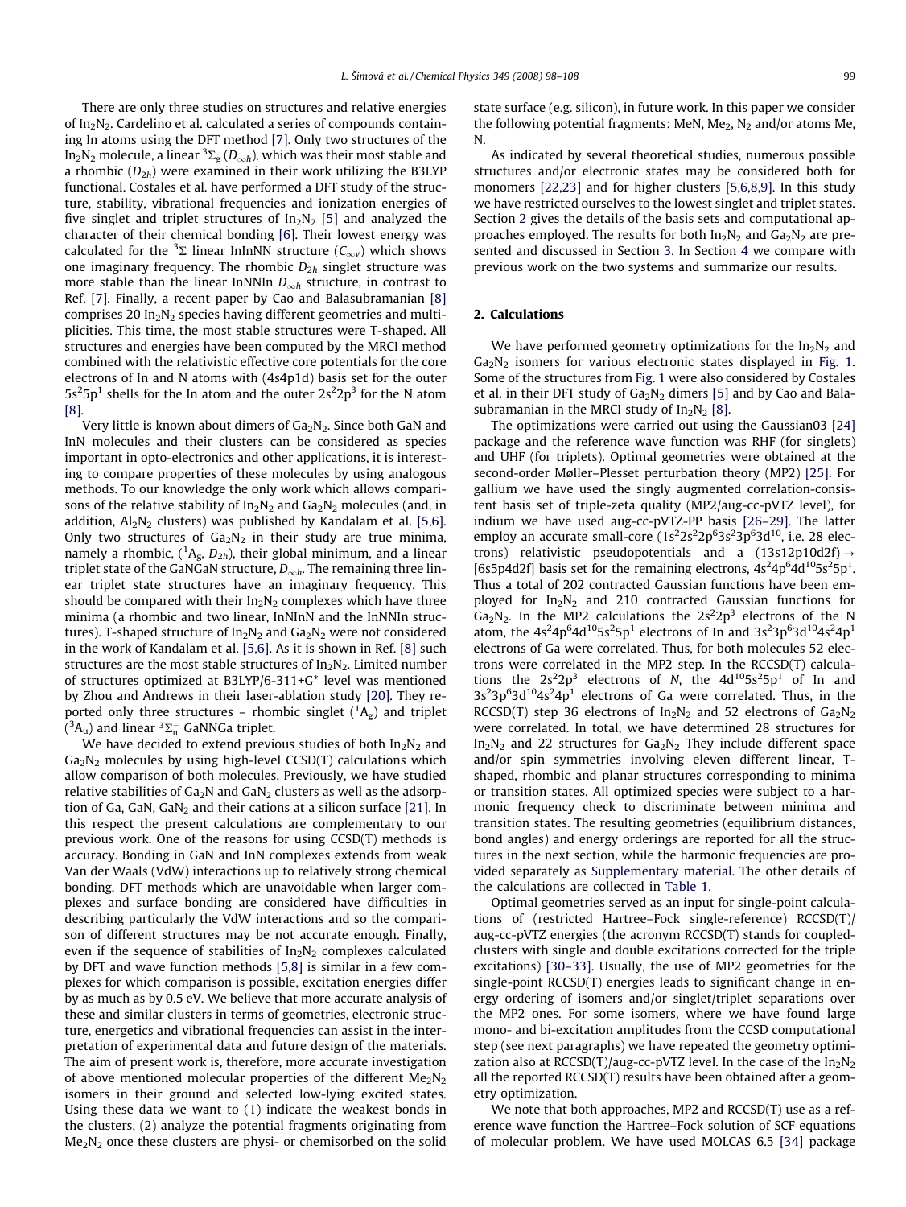There are only three studies on structures and relative energies of $In_2N_2$. Cardelino et al. calculated a series of compounds containing In atoms using the DFT method [7]. Only two structures of the $In_2N_2$ molecule, a linear $^3\Sigma_g$ ($D_{\infty h}$), which was their most stable and a rhombic ($D_{2h}$) were examined in their work utilizing the B3LYP functional. Costales et al. have performed a DFT study of the structure, stability, vibrational frequencies and ionization energies of five singlet and triplet structures of $In_2N_2$ [5] and analyzed the character of their chemical bonding [6]. Their lowest energy was calculated for the $^3\Sigma$ linear InInNN structure ($C_{\infty v}$) which shows one imaginary frequency. The rhombic $D_{2h}$ singlet structure was more stable than the linear InNNIn $D_{\infty h}$ structure, in contrast to Ref. [7]. Finally, a recent paper by Cao and Balasubramanian [8] comprises 20 $In_2N_2$ species having different geometries and multiplicities. This time, the most stable structures were T-shaped. All structures and energies have been computed by the MRCI method combined with the relativistic effective core potentials for the core electrons of In and N atoms with (4s4p1d) basis set for the outer $5s^25p^1$ shells for the In atom and the outer $2s^22p^3$ for the N atom [8].

Very little is known about dimers of $Ga_2N_2$. Since both GaN and InN molecules and their clusters can be considered as species important in opto-electronics and other applications, it is interesting to compare properties of these molecules by using analogous methods. To our knowledge the only work which allows comparisons of the relative stability of $In_2N_2$ and $Ga_2N_2$ molecules (and, in addition, $Al_2N_2$ clusters) was published by Kandalam et al. [5,6]. Only two structures of $Ga_2N_2$ in their study are true minima, namely a rhombic, ($^1A_g$, $D_{2h}$), their global minimum, and a linear triplet state of the GaNGaN structure, $D_{\infty h}$. The remaining three linear triplet state structures have an imaginary frequency. This should be compared with their $In_2N_2$ complexes which have three minima (a rhombic and two linear, InNInN and the InNNIn structures). T-shaped structure of $In_2N_2$ and $Ga_2N_2$ were not considered in the work of Kandalam et al. [5,6]. As it is shown in Ref. [8] such structures are the most stable structures of $In_2N_2$. Limited number of structures optimized at B3LYP/6-311+G* level was mentioned by Zhou and Andrews in their laser-ablation study [20]. They reported only three structures – rhombic singlet ($^1A_g$) and triplet ($^3A_u$) and linear $^3\Sigma_u^-$ GaNNGa triplet.

We have decided to extend previous studies of both $In_2N_2$ and $Ga_2N_2$ molecules by using high-level CCSD(T) calculations which allow comparison of both molecules. Previously, we have studied relative stabilities of $Ga_2N$ and $GaN_2$ clusters as well as the adsorption of Ga, GaN, $GaN_2$ and their cations at a silicon surface [21]. In this respect the present calculations are complementary to our previous work. One of the reasons for using CCSD(T) methods is accuracy. Bonding in GaN and InN complexes extends from weak Van der Waals (VdW) interactions up to relatively strong chemical bonding. DFT methods which are unavoidable when larger complexes and surface bonding are considered have difficulties in describing particularly the VdW interactions and so the comparison of different structures may be not accurate enough. Finally, even if the sequence of stabilities of $In_2N_2$ complexes calculated by DFT and wave function methods [5,8] is similar in a few complexes for which comparison is possible, excitation energies differ by as much as by 0.5 eV. We believe that more accurate analysis of these and similar clusters in terms of geometries, electronic structure, energetics and vibrational frequencies can assist in the interpretation of experimental data and future design of the materials. The aim of present work is, therefore, more accurate investigation of above mentioned molecular properties of the different $Me_2N_2$ isomers in their ground and selected low-lying excited states. Using these data we want to (1) indicate the weakest bonds in the clusters, (2) analyze the potential fragments originating from $Me_2N_2$ once these clusters are physi- or chemisorbed on the solid state surface (e.g. silicon), in future work. In this paper we consider the following potential fragments: MeN, $Me_2$, $N_2$ and/or atoms Me, N.

As indicated by several theoretical studies, numerous possible structures and/or electronic states may be considered both for monomers [22,23] and for higher clusters [5,6,8,9]. In this study we have restricted ourselves to the lowest singlet and triplet states. Section 2 gives the details of the basis sets and computational approaches employed. The results for both $In_2N_2$ and $Ga_2N_2$ are presented and discussed in Section 3. In Section 4 we compare with previous work on the two systems and summarize our results.

## 2. Calculations

We have performed geometry optimizations for the $In_2N_2$ and $Ga_2N_2$ isomers for various electronic states displayed in Fig. 1. Some of the structures from Fig. 1 were also considered by Costales et al. in their DFT study of $Ga_2N_2$ dimers [5] and by Cao and Balasubramanian in the MRCI study of $In_2N_2$ [8].

The optimizations were carried out using the Gaussian03 [24] package and the reference wave function was RHF (for singlets) and UHF (for triplets). Optimal geometries were obtained at the second-order Møller–Plesset perturbation theory (MP2) [25]. For gallium we have used the singly augmented correlation-consistent basis set of triple-zeta quality (MP2/aug-cc-pVTZ level), for indium we have used aug-cc-pVTZ-PP basis [26–29]. The latter employ an accurate small-core ($1s^22s^22p^63s^23p^63d^{10}$, i.e. 28 electrons) relativistic pseudopotentials and a (13s12p10d2f) → [6s5p4d2f] basis set for the remaining electrons, $4s^24p^64d^{10}5s^25p^1$. Thus a total of 202 contracted Gaussian functions have been employed for $In_2N_2$ and 210 contracted Gaussian functions for $Ga_2N_2$. In the MP2 calculations the $2s^22p^3$ electrons of the N atom, the $4s^24p^64d^{10}5s^25p^1$ electrons of In and $3s^23p^63d^{10}4s^24p^1$ electrons of Ga were correlated. Thus, for both molecules 52 electrons were correlated in the MP2 step. In the RCCSD(T) calculations the $2s^22p^3$ electrons of *N*, the $4d^{10}5s^25p^1$ of In and $3s^23p^63d^{10}4s^24p^1$ electrons of Ga were correlated. Thus, in the RCCSD(T) step 36 electrons of $In_2N_2$ and 52 electrons of $Ga_2N_2$ were correlated. In total, we have determined 28 structures for $In_2N_2$ and 22 structures for $Ga_2N_2$ They include different space and/or spin symmetries involving eleven different linear, T-shaped, rhombic and planar structures corresponding to minima or transition states. All optimized species were subject to a harmonic frequency check to discriminate between minima and transition states. The resulting geometries (equilibrium distances, bond angles) and energy orderings are reported for all the structures in the next section, while the harmonic frequencies are provided separately as Supplementary material. The other details of the calculations are collected in Table 1.

Optimal geometries served as an input for single-point calculations of (restricted Hartree–Fock single-reference) RCCSD(T)/aug-cc-pVTZ energies (the acronym RCCSD(T) stands for coupled-clusters with single and double excitations corrected for the triple excitations) [30–33]. Usually, the use of MP2 geometries for the single-point RCCSD(T) energies leads to significant change in energy ordering of isomers and/or singlet/triplet separations over the MP2 ones. For some isomers, where we have found large mono- and bi-excitation amplitudes from the CCSD computational step (see next paragraphs) we have repeated the geometry optimization also at RCCSD(T)/aug-cc-pVTZ level. In the case of the $In_2N_2$ all the reported RCCSD(T) results have been obtained after a geometry optimization.

We note that both approaches, MP2 and RCCSD(T) use as a reference wave function the Hartree–Fock solution of SCF equations of molecular problem. We have used MOLCAS 6.5 [34] package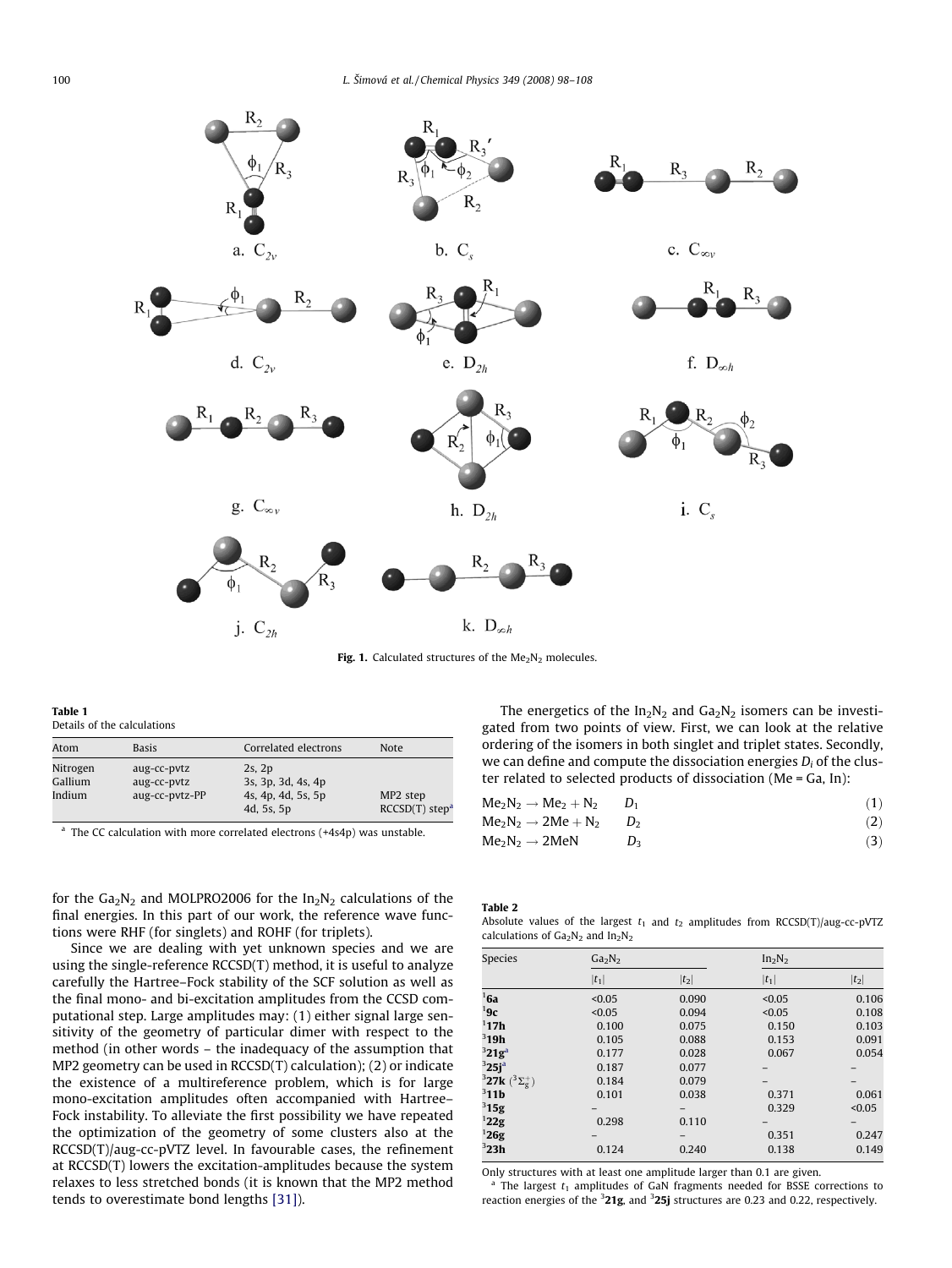Fig. 1. Calculated structures of the $Me_2N_2$ molecules.

**Table 1**
Details of the calculations

| Atom | Basis | Correlated electrons | Note |
|---|---|---|---|
| Nitrogen | aug-cc-pvtz | 2s, 2p | |
| Gallium | aug-cc-pvtz | 3s, 3p, 3d, 4s, 4p | |
| Indium | aug-cc-pvtz-PP | 4s, 4p, 4d, 5s, 5p | MP2 step |
| | | 4d, 5s, 5p | RCCSD(T) step[a] |

[a] The CC calculation with more correlated electrons (+4s4p) was unstable.

for the $Ga_2N_2$ and MOLPRO2006 for the $In_2N_2$ calculations of the final energies. In this part of our work, the reference wave functions were RHF (for singlets) and ROHF (for triplets).

Since we are dealing with yet unknown species and we are using the single-reference RCCSD(T) method, it is useful to analyze carefully the Hartree–Fock stability of the SCF solution as well as the final mono- and bi-excitation amplitudes from the CCSD computational step. Large amplitudes may: (1) either signal large sensitivity of the geometry of particular dimer with respect to the method (in other words – the inadequacy of the assumption that MP2 geometry can be used in RCCSD(T) calculation); (2) or indicate the existence of a multireference problem, which is for large mono-excitation amplitudes often accompanied with Hartree–Fock instability. To alleviate the first possibility we have repeated the optimization of the geometry of some clusters also at the RCCSD(T)/aug-cc-pVTZ level. In favourable cases, the refinement at RCCSD(T) lowers the excitation-amplitudes because the system relaxes to less stretched bonds (it is known that the MP2 method tends to overestimate bond lengths [31]).

The energetics of the $In_2N_2$ and $Ga_2N_2$ isomers can be investigated from two points of view. First, we can look at the relative ordering of the isomers in both singlet and triplet states. Secondly, we can define and compute the dissociation energies $D_i$ of the cluster related to selected products of dissociation (Me = Ga, In):

$$Me_2N_2 \rightarrow Me_2 + N_2 \qquad D_1 \qquad (1)$$

$$Me_2N_2 \rightarrow 2Me + N_2 \qquad D_2 \qquad (2)$$

$$Me_2N_2 \rightarrow 2MeN \qquad D_3 \qquad (3)$$

**Table 2**
Absolute values of the largest $t_1$ and $t_2$ amplitudes from RCCSD(T)/aug-cc-pVTZ calculations of $Ga_2N_2$ and $In_2N_2$

| Species | $Ga_2N_2$ | | $In_2N_2$ | |
|---|---|---|---|---|
| | $\|t_1\|$ | $\|t_2\|$ | $\|t_1\|$ | $\|t_2\|$ |
| $^1$**6a** | <0.05 | 0.090 | <0.05 | 0.106 |
| $^1$**9c** | <0.05 | 0.094 | <0.05 | 0.108 |
| $^1$**17h** | 0.100 | 0.075 | 0.150 | 0.103 |
| $^3$**19h** | 0.105 | 0.088 | 0.153 | 0.091 |
| $^3$**21g**[a] | 0.177 | 0.028 | 0.067 | 0.054 |
| $^3$**25j**[a] | 0.187 | 0.077 | – | – |
| $^3$**27k** ($^3\Sigma_g^+$) | 0.184 | 0.079 | – | – |
| $^3$**11b** | 0.101 | 0.038 | 0.371 | 0.061 |
| $^3$**15g** | – | – | 0.329 | <0.05 |
| $^1$**22g** | 0.298 | 0.110 | – | – |
| $^1$**26g** | – | – | 0.351 | 0.247 |
| $^3$**23h** | 0.124 | 0.240 | 0.138 | 0.149 |

Only structures with at least one amplitude larger than 0.1 are given.
[a] The largest $t_1$ amplitudes of GaN fragments needed for BSSE corrections to reaction energies of the $^3$**21g**, and $^3$**25j** structures are 0.23 and 0.22, respectively.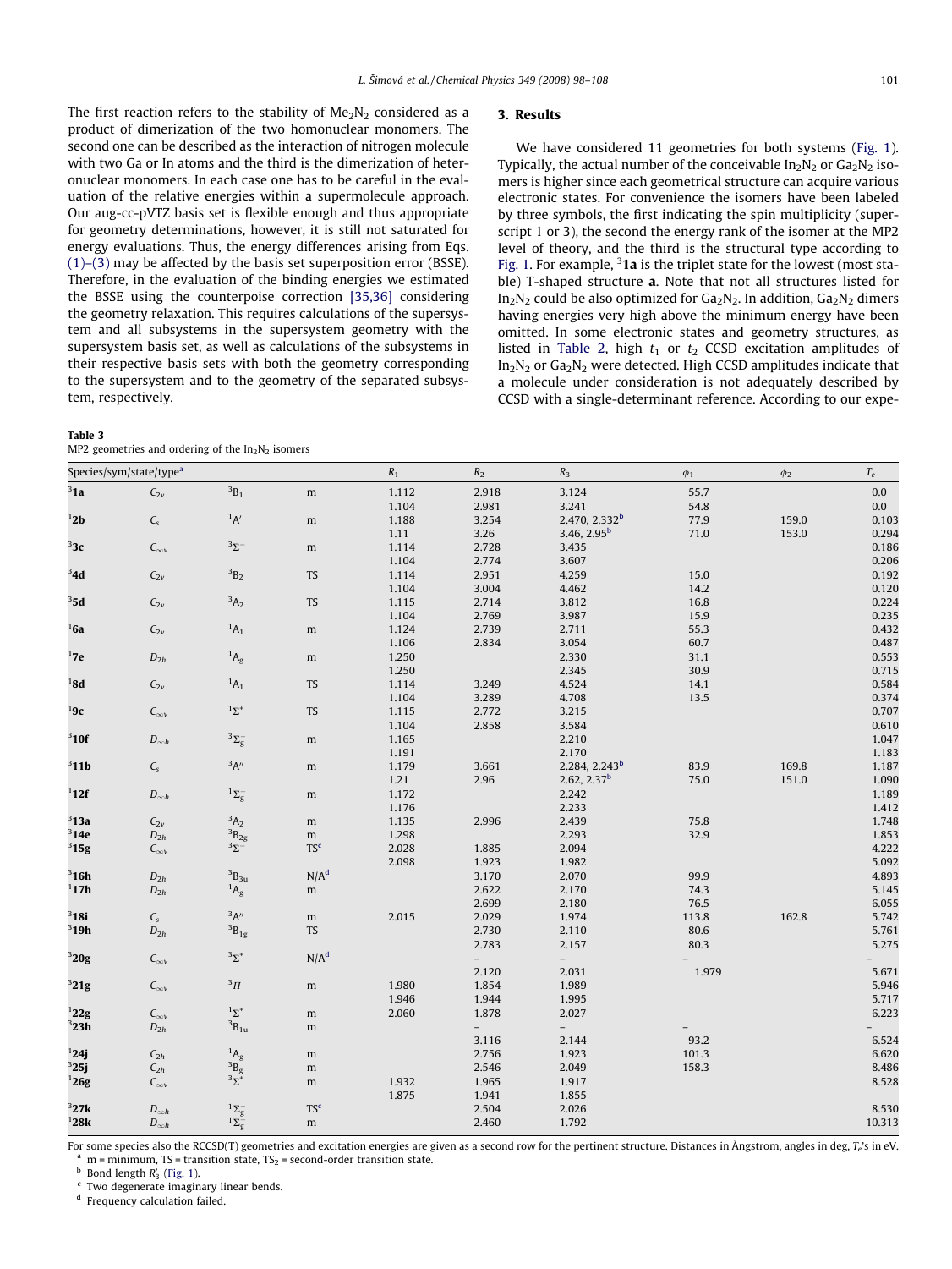The first reaction refers to the stability of $Me_2N_2$ considered as a product of dimerization of the two homonuclear monomers. The second one can be described as the interaction of nitrogen molecule with two Ga or In atoms and the third is the dimerization of heteronuclear monomers. In each case one has to be careful in the evaluation of the relative energies within a supermolecule approach. Our aug-cc-pVTZ basis set is flexible enough and thus appropriate for geometry determinations, however, it is still not saturated for energy evaluations. Thus, the energy differences arising from Eqs. (1)–(3) may be affected by the basis set superposition error (BSSE). Therefore, in the evaluation of the binding energies we estimated the BSSE using the counterpoise correction [35,36] considering the geometry relaxation. This requires calculations of the supersystem and all subsystems in the supersystem geometry with the supersystem basis set, as well as calculations of the subsystems in their respective basis sets with both the geometry corresponding to the supersystem and to the geometry of the separated subsystem, respectively.

## 3. Results

We have considered 11 geometries for both systems (Fig. 1). Typically, the actual number of the conceivable $In_2N_2$ or $Ga_2N_2$ isomers is higher since each geometrical structure can acquire various electronic states. For convenience the isomers have been labeled by three symbols, the first indicating the spin multiplicity (superscript 1 or 3), the second the energy rank of the isomer at the MP2 level of theory, and the third is the structural type according to Fig. 1. For example, $^3$**1a** is the triplet state for the lowest (most stable) T-shaped structure **a**. Note that not all structures listed for $In_2N_2$ could be also optimized for $Ga_2N_2$. In addition, $Ga_2N_2$ dimers having energies very high above the minimum energy have been omitted. In some electronic states and geometry structures, as listed in Table 2, high $t_1$ or $t_2$ CCSD excitation amplitudes of $In_2N_2$ or $Ga_2N_2$ were detected. High CCSD amplitudes indicate that a molecule under consideration is not adequately described by CCSD with a single-determinant reference. According to our expe-

**Table 3**
MP2 geometries and ordering of the $In_2N_2$ isomers

| Species/sym/state/type[a] | | | | $R_1$ | $R_2$ | $R_3$ | $\phi_1$ | $\phi_2$ | $T_e$ |
|---|---|---|---|---|---|---|---|---|---|
| $^3$**1a** | $C_{2v}$ | $^3B_1$ | m | 1.112 | 2.918 | 3.124 | 55.7 | | 0.0 |
| | | | | 1.104 | 2.981 | 3.241 | 54.8 | | 0.0 |
| $^1$**2b** | $C_s$ | $^1A'$ | m | 1.188 | 3.254 | 2.470, 2.332[b] | 77.9 | 159.0 | 0.103 |
| | | | | 1.11 | 3.26 | 3.46, 2.95[b] | 71.0 | 153.0 | 0.294 |
| $^3$**3c** | $C_{\infty v}$ | $^3\Sigma^-$ | m | 1.114 | 2.728 | 3.435 | | | 0.186 |
| | | | | 1.104 | 2.774 | 3.607 | | | 0.206 |
| $^3$**4d** | $C_{2v}$ | $^3B_2$ | TS | 1.114 | 2.951 | 4.259 | 15.0 | | 0.192 |
| | | | | 1.104 | 3.004 | 4.462 | 14.2 | | 0.120 |
| $^3$**5d** | $C_{2v}$ | $^3A_2$ | TS | 1.115 | 2.714 | 3.812 | 16.8 | | 0.224 |
| | | | | 1.104 | 2.769 | 3.987 | 15.9 | | 0.235 |
| $^1$**6a** | $C_{2v}$ | $^1A_1$ | m | 1.124 | 2.739 | 2.711 | 55.3 | | 0.432 |
| | | | | 1.106 | 2.834 | 3.054 | 60.7 | | 0.487 |
| $^1$**7e** | $D_{2h}$ | $^1A_g$ | m | 1.250 | | 2.330 | 31.1 | | 0.553 |
| | | | | 1.250 | | 2.345 | 30.9 | | 0.715 |
| $^1$**8d** | $C_{2v}$ | $^1A_1$ | TS | 1.114 | 3.249 | 4.524 | 14.1 | | 0.584 |
| | | | | 1.104 | 3.289 | 4.708 | 13.5 | | 0.374 |
| $^1$**9c** | $C_{\infty v}$ | $^1\Sigma^+$ | TS | 1.115 | 2.772 | 3.215 | | | 0.707 |
| | | | | 1.104 | 2.858 | 3.584 | | | 0.610 |
| $^3$**10f** | $D_{\infty h}$ | $^3\Sigma_g^-$ | m | 1.165 | | 2.210 | | | 1.047 |
| | | | | 1.191 | | 2.170 | | | 1.183 |
| $^3$**11b** | $C_s$ | $^3A''$ | m | 1.179 | 3.661 | 2.284, 2.243[b] | 83.9 | 169.8 | 1.187 |
| | | | | 1.21 | 2.96 | 2.62, 2.37[b] | 75.0 | 151.0 | 1.090 |
| $^1$**12f** | $D_{\infty h}$ | $^1\Sigma_g^+$ | m | 1.172 | | 2.242 | | | 1.189 |
| | | | | 1.176 | | 2.233 | | | 1.412 |
| $^3$**13a** | $C_{2v}$ | $^3A_2$ | m | 1.135 | 2.996 | 2.439 | 75.8 | | 1.748 |
| $^3$**14e** | $D_{2h}$ | $^3B_{2g}$ | m | 1.298 | | 2.293 | 32.9 | | 1.853 |
| $^3$**15g** | $C_{\infty v}$ | $^3\Sigma^-$ | TS[c] | 2.028 | 1.885 | 2.094 | | | 4.222 |
| | | | | 2.098 | 1.923 | 1.982 | | | 5.092 |
| $^3$**16h** | $D_{2h}$ | $^3B_{3u}$ | N/A[d] | | 3.170 | 2.070 | 99.9 | | 4.893 |
| $^1$**17h** | $D_{2h}$ | $^1A_g$ | m | | 2.622 | 2.170 | 74.3 | | 5.145 |
| | | | | | 2.699 | 2.180 | 76.5 | | 6.055 |
| $^3$**18i** | $C_s$ | $^3A''$ | m | 2.015 | 2.029 | 1.974 | 113.8 | 162.8 | 5.742 |
| $^3$**19h** | $D_{2h}$ | $^3B_{1g}$ | TS | | 2.730 | 2.110 | 80.6 | | 5.761 |
| | | | | | 2.783 | 2.157 | 80.3 | | 5.275 |
| $^3$**20g** | $C_{\infty v}$ | $^3\Sigma^+$ | N/A[d] | | – | – | – | | – |
| | | | | | 2.120 | 2.031 | 1.979 | | 5.671 |
| $^3$**21g** | $C_{\infty v}$ | $^3\Pi$ | m | 1.980 | 1.854 | 1.989 | | | 5.946 |
| | | | | 1.946 | 1.944 | 1.995 | | | 5.717 |
| $^1$**22g** | $C_{\infty v}$ | $^1\Sigma^+$ | m | 2.060 | 1.878 | 2.027 | | | 6.223 |
| $^3$**23h** | $D_{2h}$ | $^3B_{1u}$ | m | | – | – | – | | – |
| | | | | | 3.116 | 2.144 | 93.2 | | 6.524 |
| $^1$**24j** | $C_{2h}$ | $^1A_g$ | m | | 2.756 | 1.923 | 101.3 | | 6.620 |
| $^3$**25j** | $C_{2h}$ | $^3B_g$ | m | | 2.546 | 2.049 | 158.3 | | 8.486 |
| $^1$**26g** | $C_{\infty v}$ | $^3\Sigma^+$ | m | 1.932 | 1.965 | 1.917 | | | 8.528 |
| | | | | 1.875 | 1.941 | 1.855 | | | |
| $^3$**27k** | $D_{\infty h}$ | $^1\Sigma_g^-$ | TS[c] | | 2.504 | 2.026 | | | 8.530 |
| $^1$**28k** | $D_{\infty h}$ | $^1\Sigma_g^+$ | m | | 2.460 | 1.792 | | | 10.313 |

For some species also the RCCSD(T) geometries and excitation energies are given as a second row for the pertinent structure. Distances in Ångstrom, angles in deg, $T_e$'s in eV.

[a] m = minimum, TS = transition state, $TS_2$ = second-order transition state.

[b] Bond length $R_3'$ (Fig. 1).

[c] Two degenerate imaginary linear bends.

[d] Frequency calculation failed.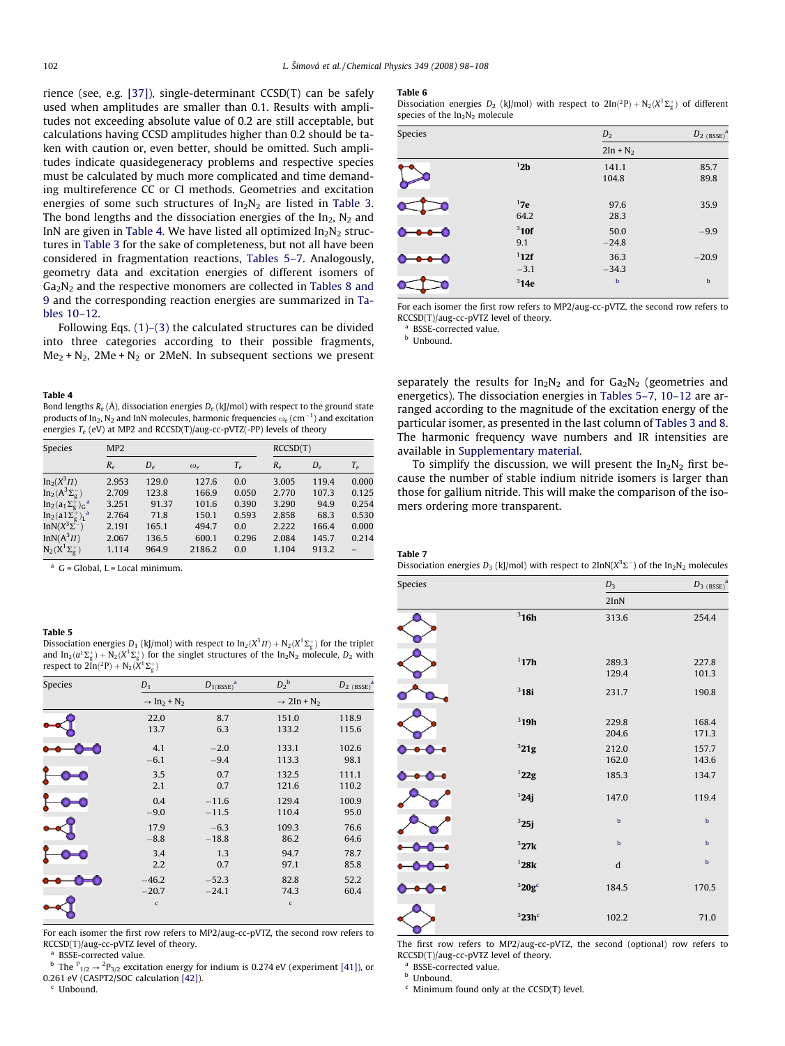rience (see, e.g. [37]), single-determinant CCSD(T) can be safely used when amplitudes are smaller than 0.1. Results with amplitudes not exceeding absolute value of 0.2 are still acceptable, but calculations having CCSD amplitudes higher than 0.2 should be taken with caution or, even better, should be omitted. Such amplitudes indicate quasidegeneracy problems and respective species must be calculated by much more complicated and time demanding multireference CC or CI methods. Geometries and excitation energies of some such structures of $In_2N_2$ are listed in Table 3. The bond lengths and the dissociation energies of the $In_2$, $N_2$ and InN are given in Table 4. We have listed all optimized $In_2N_2$ structures in Table 3 for the sake of completeness, but not all have been considered in fragmentation reactions, Tables 5–7. Analogously, geometry data and excitation energies of different isomers of $Ga_2N_2$ and the respective monomers are collected in Tables 8 and 9 and the corresponding reaction energies are summarized in Tables 10–12.

Following Eqs. (1)–(3) the calculated structures can be divided into three categories according to their possible fragments, $Me_2 + N_2$, $2Me + N_2$ or 2MeN. In subsequent sections we present separately the results for $In_2N_2$ and for $Ga_2N_2$ (geometries and energetics). The dissociation energies in Tables 5–7, 10–12 are arranged according to the magnitude of the excitation energy of the particular isomer, as presented in the last column of Tables 3 and 8. The harmonic frequency wave numbers and IR intensities are available in Supplementary material.

To simplify the discussion, we will present the $In_2N_2$ first because the number of stable indium nitride isomers is larger than those for gallium nitride. This will make the comparison of the isomers ordering more transparent.

**Table 4**
Bond lengths $R_e$ (Å), dissociation energies $D_e$ (kJ/mol) with respect to the ground state products of $In_2$, $N_2$ and InN molecules, harmonic frequencies $\omega_e$ (cm$^{-1}$) and excitation energies $T_e$ (eV) at MP2 and RCCSD(T)/aug-cc-pVTZ(-PP) levels of theory

| Species | MP2 | | | | RCCSD(T) | | |
|---|---|---|---|---|---|---|---|
| | $R_e$ | $D_e$ | $\omega_e$ | $T_e$ | $R_e$ | $D_e$ | $T_e$ |
| $In_2(X^3\Pi)$ | 2.953 | 129.0 | 127.6 | 0.0 | 3.005 | 119.4 | 0.000 |
| $In_2(A^3\Sigma_g^-)$ | 2.709 | 123.8 | 166.9 | 0.050 | 2.770 | 107.3 | 0.125 |
| $In_2(a_1\Sigma_g^+)_G$[a] | 3.251 | 91.37 | 101.6 | 0.390 | 3.290 | 94.9 | 0.254 |
| $In_2(a1\Sigma_g^+)_L$[a] | 2.764 | 71.8 | 150.1 | 0.593 | 2.858 | 68.3 | 0.530 |
| $InN(X^3\Sigma^-)$ | 2.191 | 165.1 | 494.7 | 0.0 | 2.222 | 166.4 | 0.000 |
| $InN(A^3\Pi)$ | 2.067 | 136.5 | 600.1 | 0.296 | 2.084 | 145.7 | 0.214 |
| $N_2(X^1\Sigma_g^+)$ | 1.114 | 964.9 | 2186.2 | 0.0 | 1.104 | 913.2 | – |

[a] G = Global, L = Local minimum.

**Table 5**
Dissociation energies $D_1$ (kJ/mol) with respect to $In_2(X^3\Pi) + N_2(X^1\Sigma_g^+)$ for the triplet and $In_2(a^1\Sigma_g^+) + N_2(X^1\Sigma_g^+)$ for the singlet structures of the $In_2N_2$ molecule, $D_2$ with respect to $2In(^2P) + N_2(X^1\Sigma_g^+)$

| Species | $D_1$ | $D_{1(BSSE)}$[a] | $D_2$[b] | $D_{2\ (BSSE)}$[a] |
|---|---|---|---|---|
| | → $In_2 + N_2$ | | → $2In + N_2$ | |
| | 22.0 | 8.7 | 151.0 | 118.9 |
| | 13.7 | 6.3 | 133.2 | 115.6 |
| | 4.1 | −2.0 | 133.1 | 102.6 |
| | −6.1 | −9.4 | 113.3 | 98.1 |
| | 3.5 | 0.7 | 132.5 | 111.1 |
| | 2.1 | 0.7 | 121.6 | 110.2 |
| | 0.4 | −11.6 | 129.4 | 100.9 |
| | −9.0 | −11.5 | 110.4 | 95.0 |
| | 17.9 | −6.3 | 109.3 | 76.6 |
| | −8.8 | −18.8 | 86.2 | 64.6 |
| | 3.4 | 1.3 | 94.7 | 78.7 |
| | 2.2 | 0.7 | 97.1 | 85.8 |
| | −46.2 | −52.3 | 82.8 | 52.2 |
| | −20.7 | −24.1 | 74.3 | 60.4 |
| | c | | c | |

For each isomer the first row refers to MP2/aug-cc-pVTZ, the second row refers to RCCSD(T)/aug-cc-pVTZ level of theory.
[a] BSSE-corrected value.
[b] The $^P{}_{1/2} \rightarrow {}^2P_{3/2}$ excitation energy for indium is 0.274 eV (experiment [41]), or 0.261 eV (CASPT2/SOC calculation [42]).
[c] Unbound.

**Table 6**
Dissociation energies $D_2$ (kJ/mol) with respect to $2In(^2P) + N_2(X^1\Sigma_g^+)$ of different species of the $In_2N_2$ molecule

| Species | | $D_2$ | $D_{2\ (BSSE)}$[a] |
|---|---|---|---|
| | | $2In + N_2$ | |
| | $^1$**2b** | 141.1 | 85.7 |
| | | 104.8 | 89.8 |
| | $^1$**7e** | 97.6 | 35.9 |
| | | 64.2 | 28.3 |
| | $^3$**10f** | 50.0 | −9.9 |
| | | 9.1 | −24.8 |
| | $^1$**12f** | 36.3 | −20.9 |
| | | −3.1 | −34.3 |
| | $^3$**14e** | b | b |

For each isomer the first row refers to MP2/aug-cc-pVTZ, the second row refers to RCCSD(T)/aug-cc-pVTZ level of theory.
[a] BSSE-corrected value.
[b] Unbound.

**Table 7**
Dissociation energies $D_3$ (kJ/mol) with respect to $2InN(X^3\Sigma^-)$ of the $In_2N_2$ molecules

| Species | | $D_3$ | $D_{3\ (BSSE)}$[a] |
|---|---|---|---|
| | | 2InN | |
| | $^3$**16h** | 313.6 | 254.4 |
| | $^1$**17h** | 289.3 | 227.8 |
| | | 129.4 | 101.3 |
| | $^3$**18i** | 231.7 | 190.8 |
| | $^3$**19h** | 229.8 | 168.4 |
| | | 204.6 | 171.3 |
| | $^3$**21g** | 212.0 | 157.7 |
| | | 162.0 | 143.6 |
| | $^1$**22g** | 185.3 | 134.7 |
| | $^1$**24j** | 147.0 | 119.4 |
| | $^3$**25j** | b | b |
| | $^3$**27k** | b | b |
| | $^1$**28k** | d | b |
| | $^3$**20g**[c] | 184.5 | 170.5 |
| | $^3$**23h**[c] | 102.2 | 71.0 |

The first row refers to MP2/aug-cc-pVTZ, the second (optional) row refers to RCCSD(T)/aug-cc-pVTZ level of theory.
[a] BSSE-corrected value.
[b] Unbound.
[c] Minimum found only at the CCSD(T) level.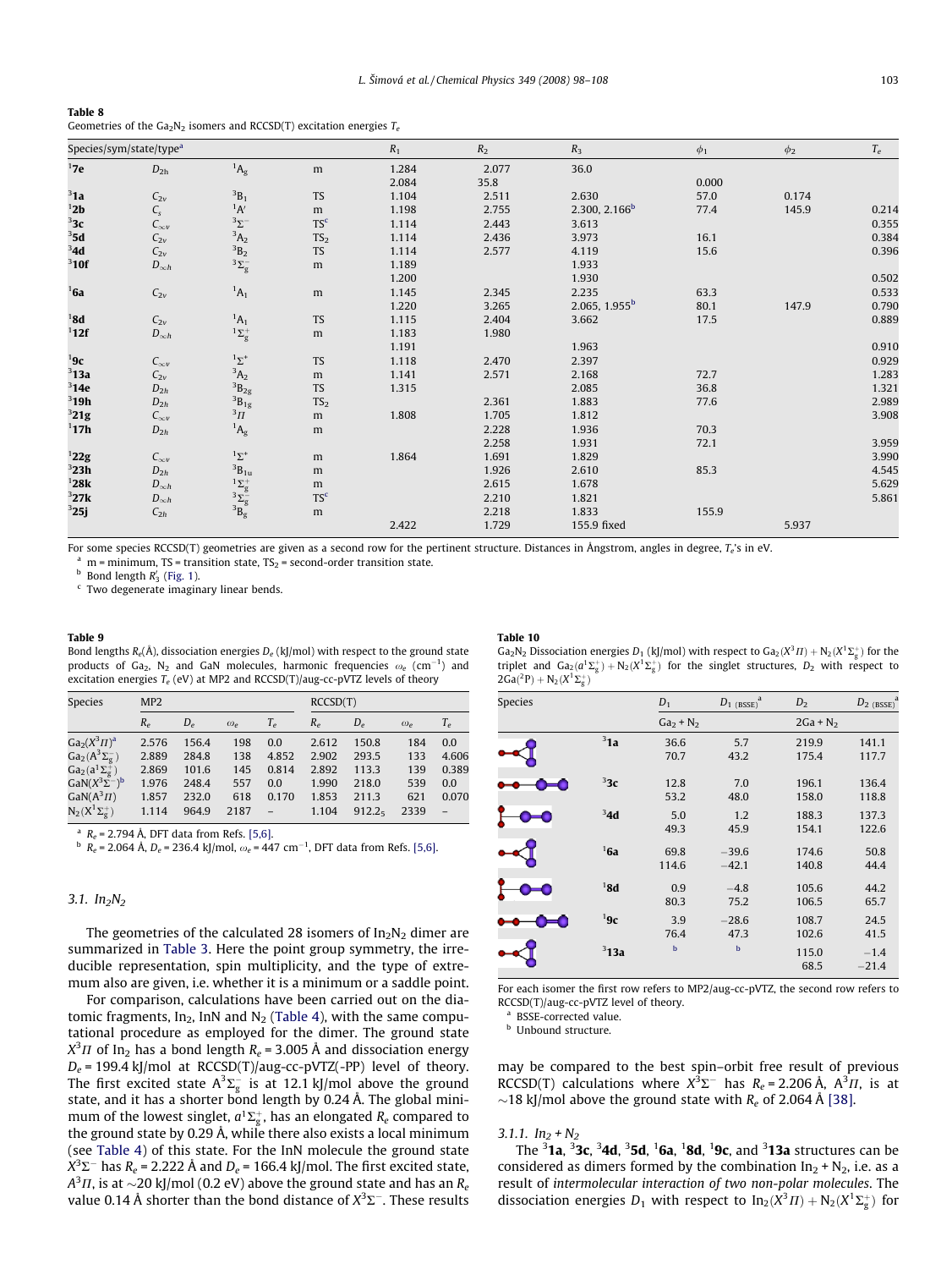**Table 8**
Geometries of the $Ga_2N_2$ isomers and RCCSD(T) excitation energies $T_e$

| Species/sym/state/type[a] | | | | $R_1$ | $R_2$ | $R_3$ | $\phi_1$ | $\phi_2$ | $T_e$ |
|---|---|---|---|---|---|---|---|---|---|
| $^1$**7e** | $D_{2h}$ | $^1A_g$ | m | 1.284 | 2.077 | 36.0 | | | |
| | | | | 2.084 | 35.8 | | 0.000 | | |
| $^3$**1a** | $C_{2v}$ | $^3B_1$ | TS | 1.104 | 2.511 | 2.630 | 57.0 | 0.174 | |
| $^1$**2b** | $C_s$ | $^1A'$ | m | 1.198 | 2.755 | 2.300, 2.166[b] | 77.4 | 145.9 | 0.214 |
| $^3$**3c** | $C_{\infty v}$ | $^3\Sigma^-$ | TS[c] | 1.114 | 2.443 | 3.613 | | | 0.355 |
| $^3$**5d** | $C_{2v}$ | $^3A_2$ | TS$_2$ | 1.114 | 2.436 | 3.973 | 16.1 | | 0.384 |
| $^3$**4d** | $C_{2v}$ | $^3B_2$ | TS | 1.114 | 2.577 | 4.119 | 15.6 | | 0.396 |
| $^3$**10f** | $D_{\infty h}$ | $^3\Sigma_g^-$ | m | 1.189 | | 1.933 | | | |
| | | | | 1.200 | | 1.930 | | | 0.502 |
| $^1$**6a** | $C_{2v}$ | $^1A_1$ | m | 1.145 | 2.345 | 2.235 | 63.3 | | 0.533 |
| | | | | 1.220 | 3.265 | 2.065, 1.955[b] | 80.1 | 147.9 | 0.790 |
| $^1$**8d** | $C_{2v}$ | $^1A_1$ | TS | 1.115 | 2.404 | 3.662 | 17.5 | | 0.889 |
| $^1$**12f** | $D_{\infty h}$ | $^1\Sigma_g^+$ | m | 1.183 | 1.980 | | | | |
| | | | | 1.191 | | 1.963 | | | 0.910 |
| $^1$**9c** | $C_{\infty v}$ | $^1\Sigma^+$ | TS | 1.118 | 2.470 | 2.397 | | | 0.929 |
| $^3$**13a** | $C_{2v}$ | $^3A_2$ | m | 1.141 | 2.571 | 2.168 | 72.7 | | 1.283 |
| $^3$**14e** | $D_{2h}$ | $^3B_{2g}$ | TS | 1.315 | | 2.085 | 36.8 | | 1.321 |
| $^3$**19h** | $D_{2h}$ | $^3B_{1g}$ | TS$_2$ | | 2.361 | 1.883 | 77.6 | | 2.989 |
| $^3$**21g** | $C_{\infty v}$ | $^3\Pi$ | m | 1.808 | 1.705 | 1.812 | | | 3.908 |
| $^1$**17h** | $D_{2h}$ | $^1A_g$ | m | | 2.228 | 1.936 | 70.3 | | |
| | | | | | 2.258 | 1.931 | 72.1 | | 3.959 |
| $^1$**22g** | $C_{\infty v}$ | $^1\Sigma^+$ | m | 1.864 | 1.691 | 1.829 | | | 3.990 |
| $^3$**23h** | $D_{2h}$ | $^3B_{1u}$ | m | | 1.926 | 2.610 | 85.3 | | 4.545 |
| $^1$**28k** | $D_{\infty h}$ | $^1\Sigma_g^+$ | m | | 2.615 | 1.678 | | | 5.629 |
| $^3$**27k** | $D_{\infty h}$ | $^3\Sigma_g^+$ | TS[c] | | 2.210 | 1.821 | | | 5.861 |
| $^3$**25j** | $C_{2h}$ | $^3B_g$ | m | | 2.218 | 1.833 | 155.9 | | |
| | | | | 2.422 | 1.729 | 155.9 fixed | | 5.937 | |

For some species RCCSD(T) geometries are given as a second row for the pertinent structure. Distances in Ångstrom, angles in degree, $T_e$'s in eV.
[a] m = minimum, TS = transition state, TS$_2$ = second-order transition state.
[b] Bond length $R_3'$ (Fig. 1).
[c] Two degenerate imaginary linear bends.

**Table 9**
Bond lengths $R_e$(Å), dissociation energies $D_e$ (kJ/mol) with respect to the ground state products of Ga$_2$, N$_2$ and GaN molecules, harmonic frequencies $\omega_e$ (cm$^{-1}$) and excitation energies $T_e$ (eV) at MP2 and RCCSD(T)/aug-cc-pVTZ levels of theory

| Species | MP2 | | | | RCCSD(T) | | | |
|---|---|---|---|---|---|---|---|---|
| | $R_e$ | $D_e$ | $\omega_e$ | $T_e$ | $R_e$ | $D_e$ | $\omega_e$ | $T_e$ |
| $Ga_2(X^3\Pi)$[a] | 2.576 | 156.4 | 198 | 0.0 | 2.612 | 150.8 | 184 | 0.0 |
| $Ga_2(A^3\Sigma_g^-)$ | 2.889 | 284.8 | 138 | 4.852 | 2.902 | 293.5 | 133 | 4.606 |
| $Ga_2(a^1\Sigma_g^+)$ | 2.869 | 101.6 | 145 | 0.814 | 2.892 | 113.3 | 139 | 0.389 |
| $GaN(X^3\Sigma^-)$[b] | 1.976 | 248.4 | 557 | 0.0 | 1.990 | 218.0 | 539 | 0.0 |
| $GaN(A^3\Pi)$ | 1.857 | 232.0 | 618 | 0.170 | 1.853 | 211.3 | 621 | 0.070 |
| $N_2(X^1\Sigma_g^+)$ | 1.114 | 964.9 | 2187 | – | 1.104 | 912.2$_5$ | 2339 | – |

[a] $R_e$ = 2.794 Å, DFT data from Refs. [5,6].
[b] $R_e$ = 2.064 Å, $D_e$ = 236.4 kJ/mol, $\omega_e$ = 447 cm$^{-1}$, DFT data from Refs. [5,6].

**Table 10**
$Ga_2N_2$ Dissociation energies $D_1$ (kJ/mol) with respect to $Ga_2(X^3\Pi) + N_2(X^1\Sigma_g^+)$ for the triplet and $Ga_2(a^1\Sigma_g^+) + N_2(X^1\Sigma_g^+)$ for the singlet structures, $D_2$ with respect to $2Ga(^2P) + N_2(X^1\Sigma_g^+)$

| Species | | $D_1$ | $D_{1\ (BSSE)}$[a] | $D_2$ | $D_{2\ (BSSE)}$[a] |
|---|---|---|---|---|---|
| | | Ga$_2$ + N$_2$ | | 2Ga + N$_2$ | |
| | $^3$**1a** | 36.6 | 5.7 | 219.9 | 141.1 |
| | | 70.7 | 43.2 | 175.4 | 117.7 |
| | $^3$**3c** | 12.8 | 7.0 | 196.1 | 136.4 |
| | | 53.2 | 48.0 | 158.0 | 118.8 |
| | $^3$**4d** | 5.0 | 1.2 | 188.3 | 137.3 |
| | | 49.3 | 45.9 | 154.1 | 122.6 |
| | $^1$**6a** | 69.8 | −39.6 | 174.6 | 50.8 |
| | | 114.6 | −42.1 | 140.8 | 44.4 |
| | $^1$**8d** | 0.9 | −4.8 | 105.6 | 44.2 |
| | | 80.3 | 75.2 | 106.5 | 65.7 |
| | $^1$**9c** | 3.9 | −28.6 | 108.7 | 24.5 |
| | | 76.4 | 47.3 | 102.6 | 41.5 |
| | $^3$**13a** | [b] | [b] | 115.0 | −1.4 |
| | | | | 68.5 | −21.4 |

For each isomer the first row refers to MP2/aug-cc-pVTZ, the second row refers to RCCSD(T)/aug-cc-pVTZ level of theory.
[a] BSSE-corrected value.
[b] Unbound structure.

### 3.1. $In_2N_2$

The geometries of the calculated 28 isomers of $In_2N_2$ dimer are summarized in Table 3. Here the point group symmetry, the irreducible representation, spin multiplicity, and the type of extremum also are given, i.e. whether it is a minimum or a saddle point.

For comparison, calculations have been carried out on the diatomic fragments, $In_2$, InN and $N_2$ (Table 4), with the same computational procedure as employed for the dimer. The ground state $X^3\Pi$ of $In_2$ has a bond length $R_e$ = 3.005 Å and dissociation energy $D_e$ = 199.4 kJ/mol at RCCSD(T)/aug-cc-pVTZ(-PP) level of theory. The first excited state $A^3\Sigma_g^-$ is at 12.1 kJ/mol above the ground state, and it has a shorter bond length by 0.24 Å. The global minimum of the lowest singlet, $a^1\Sigma_g^+$, has an elongated $R_e$ compared to the ground state by 0.29 Å, while there also exists a local minimum (see Table 4) of this state. For the InN molecule the ground state $X^3\Sigma^-$ has $R_e$ = 2.222 Å and $D_e$ = 166.4 kJ/mol. The first excited state, $A^3\Pi$, is at ~20 kJ/mol (0.2 eV) above the ground state and has an $R_e$ value 0.14 Å shorter than the bond distance of $X^3\Sigma^-$. These results may be compared to the best spin–orbit free result of previous RCCSD(T) calculations where $X^3\Sigma^-$ has $R_e$ = 2.206 Å, $A^3\Pi$, is at ~18 kJ/mol above the ground state with $R_e$ of 2.064 Å [38].

#### 3.1.1. $In_2 + N_2$

The $^3$**1a**, $^3$**3c**, $^3$**4d**, $^3$**5d**, $^1$**6a**, $^1$**8d**, $^1$**9c**, and $^3$**13a** structures can be considered as dimers formed by the combination $In_2 + N_2$, i.e. as a result of *intermolecular interaction of two non-polar molecules*. The dissociation energies $D_1$ with respect to $In_2(X^3\Pi) + N_2(X^1\Sigma_g^+)$ for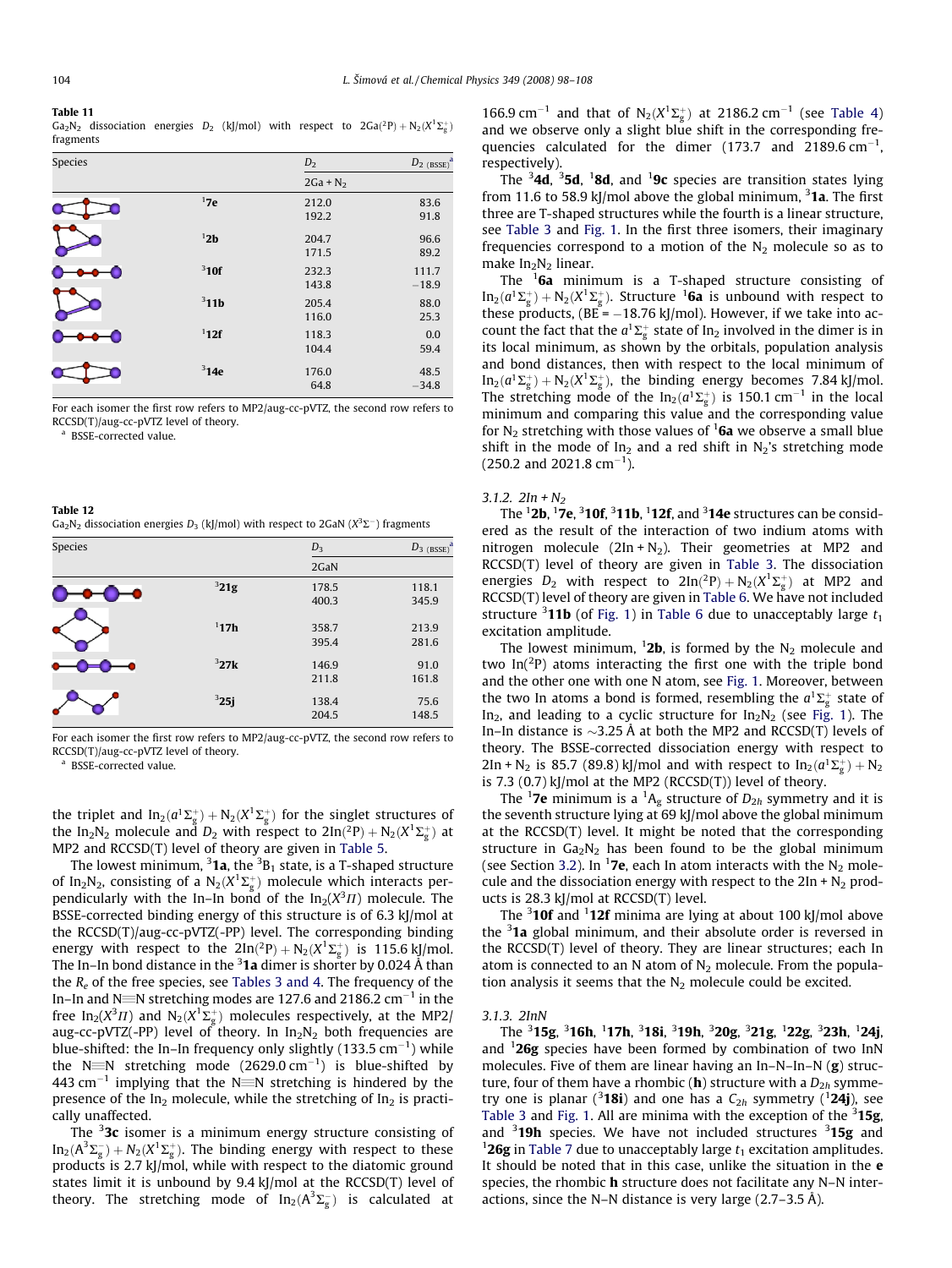**Table 11**
$Ga_2N_2$ dissociation energies $D_2$ (kJ/mol) with respect to $2Ga(^2P) + N_2(X^1\Sigma_g^+)$ fragments

| Species | | $D_2$ | $D_{2\ (BSSE)}$[a] |
|---|---|---|---|
| | | 2Ga + $N_2$ | |
| | $^1$**7e** | 212.0 | 83.6 |
| | | 192.2 | 91.8 |
| | $^1$**2b** | 204.7 | 96.6 |
| | | 171.5 | 89.2 |
| | $^3$**10f** | 232.3 | 111.7 |
| | | 143.8 | −18.9 |
| | $^3$**11b** | 205.4 | 88.0 |
| | | 116.0 | 25.3 |
| | $^1$**12f** | 118.3 | 0.0 |
| | | 104.4 | 59.4 |
| | $^3$**14e** | 176.0 | 48.5 |
| | | 64.8 | −34.8 |

For each isomer the first row refers to MP2/aug-cc-pVTZ, the second row refers to RCCSD(T)/aug-cc-pVTZ level of theory.
[a] BSSE-corrected value.

**Table 12**
$Ga_2N_2$ dissociation energies $D_3$ (kJ/mol) with respect to 2GaN ($X^3\Sigma^-$) fragments

| Species | | $D_3$ | $D_{3\ (BSSE)}$[a] |
|---|---|---|---|
| | | 2GaN | |
| | $^3$**21g** | 178.5 | 118.1 |
| | | 400.3 | 345.9 |
| | $^1$**17h** | 358.7 | 213.9 |
| | | 395.4 | 281.6 |
| | $^3$**27k** | 146.9 | 91.0 |
| | | 211.8 | 161.8 |
| | $^3$**25j** | 138.4 | 75.6 |
| | | 204.5 | 148.5 |

For each isomer the first row refers to MP2/aug-cc-pVTZ, the second row refers to RCCSD(T)/aug-cc-pVTZ level of theory.
[a] BSSE-corrected value.

the triplet and $In_2(a^1\Sigma_g^+) + N_2(X^1\Sigma_g^+)$ for the singlet structures of the $In_2N_2$ molecule and $D_2$ with respect to $2In(^2P) + N_2(X^1\Sigma_g^+)$ at MP2 and RCCSD(T) level of theory are given in Table 5.

The lowest minimum, $^3$**1a**, the $^3B_1$ state, is a T-shaped structure of $In_2N_2$, consisting of a $N_2(X^1\Sigma_g^+)$ molecule which interacts perpendicularly with the In–In bond of the $In_2(X^3\Pi)$ molecule. The BSSE-corrected binding energy of this structure is of 6.3 kJ/mol at the RCCSD(T)/aug-cc-pVTZ(-PP) level. The corresponding binding energy with respect to the $2In(^2P) + N_2(X^1\Sigma_g^+)$ is 115.6 kJ/mol. The In–In bond distance in the $^3$**1a** dimer is shorter by 0.024 Å than the $R_e$ of the free species, see Tables 3 and 4. The frequency of the In–In and N≡N stretching modes are 127.6 and 2186.2 cm$^{-1}$ in the free $In_2(X^3\Pi)$ and $N_2(X^1\Sigma_g^+)$ molecules respectively, at the MP2/aug-cc-pVTZ(-PP) level of theory. In $In_2N_2$ both frequencies are blue-shifted: the In–In frequency only slightly (133.5 cm$^{-1}$) while the N≡N stretching mode (2629.0 cm$^{-1}$) is blue-shifted by 443 cm$^{-1}$ implying that the N≡N stretching is hindered by the presence of the $In_2$ molecule, while the stretching of $In_2$ is practically unaffected.

The $^3$**3c** isomer is a minimum energy structure consisting of $In_2(A^3\Sigma_g^-) + N_2(X^1\Sigma_g^+)$. The binding energy with respect to these products is 2.7 kJ/mol, while with respect to the diatomic ground states limit it is unbound by 9.4 kJ/mol at the RCCSD(T) level of theory. The stretching mode of $In_2(A^3\Sigma_g^-)$ is calculated at 166.9 cm$^{-1}$ and that of $N_2(X^1\Sigma_g^+)$ at 2186.2 cm$^{-1}$ (see Table 4) and we observe only a slight blue shift in the corresponding frequencies calculated for the dimer (173.7 and 2189.6 cm$^{-1}$, respectively).

The $^3$**4d**, $^3$**5d**, $^1$**8d**, and $^1$**9c** species are transition states lying from 11.6 to 58.9 kJ/mol above the global minimum, $^3$**1a**. The first three are T-shaped structures while the fourth is a linear structure, see Table 3 and Fig. 1. In the first three isomers, their imaginary frequencies correspond to a motion of the $N_2$ molecule so as to make $In_2N_2$ linear.

The $^1$**6a** minimum is a T-shaped structure consisting of $In_2(a^1\Sigma_g^+) + N_2(X^1\Sigma_g^+)$. Structure $^1$**6a** is unbound with respect to these products, (BE = −18.76 kJ/mol). However, if we take into account the fact that the $a^1\Sigma_g^+$ state of $In_2$ involved in the dimer is in its local minimum, as shown by the orbitals, population analysis and bond distances, then with respect to the local minimum of $In_2(a^1\Sigma_g^+) + N_2(X^1\Sigma_g^+)$, the binding energy becomes 7.84 kJ/mol. The stretching mode of the $In_2(a^1\Sigma_g^+)$ is 150.1 cm$^{-1}$ in the local minimum and comparing this value and the corresponding value for $N_2$ stretching with those values of $^1$**6a** we observe a small blue shift in the mode of $In_2$ and a red shift in $N_2$'s stretching mode (250.2 and 2021.8 cm$^{-1}$).

### 3.1.2. 2In + $N_2$

The $^1$**2b**, $^1$**7e**, $^3$**10f**, $^3$**11b**, $^1$**12f**, and $^3$**14e** structures can be considered as the result of the interaction of two indium atoms with nitrogen molecule (2In + $N_2$). Their geometries at MP2 and RCCSD(T) level of theory are given in Table 3. The dissociation energies $D_2$ with respect to $2In(^2P) + N_2(X^1\Sigma_g^+)$ at MP2 and RCCSD(T) level of theory are given in Table 6. We have not included structure $^3$**11b** (of Fig. 1) in Table 6 due to unacceptably large $t_1$ excitation amplitude.

The lowest minimum, $^1$**2b**, is formed by the $N_2$ molecule and two $In(^2P)$ atoms interacting the first one with the triple bond and the other one with one N atom, see Fig. 1. Moreover, between the two In atoms a bond is formed, resembling the $a^1\Sigma_g^+$ state of $In_2$, and leading to a cyclic structure for $In_2N_2$ (see Fig. 1). The In–In distance is ~3.25 Å at both the MP2 and RCCSD(T) levels of theory. The BSSE-corrected dissociation energy with respect to 2In + $N_2$ is 85.7 (89.8) kJ/mol and with respect to $In_2(a^1\Sigma_g^+) + N_2$ is 7.3 (0.7) kJ/mol at the MP2 (RCCSD(T)) level of theory.

The $^1$**7e** minimum is a $^1A_g$ structure of $D_{2h}$ symmetry and it is the seventh structure lying at 69 kJ/mol above the global minimum at the RCCSD(T) level. It might be noted that the corresponding structure in $Ga_2N_2$ has been found to be the global minimum (see Section 3.2). In $^1$**7e**, each In atom interacts with the $N_2$ molecule and the dissociation energy with respect to the 2In + $N_2$ products is 28.3 kJ/mol at RCCSD(T) level.

The $^3$**10f** and $^1$**12f** minima are lying at about 100 kJ/mol above the $^3$**1a** global minimum, and their absolute order is reversed in the RCCSD(T) level of theory. They are linear structures; each In atom is connected to an N atom of $N_2$ molecule. From the population analysis it seems that the $N_2$ molecule could be excited.

### 3.1.3. 2InN

The $^3$**15g**, $^3$**16h**, $^1$**17h**, $^3$**18i**, $^3$**19h**, $^3$**20g**, $^3$**21g**, $^1$**22g**, $^3$**23h**, $^1$**24j**, and $^1$**26g** species have been formed by combination of two InN molecules. Five of them are linear having an In–N–In–N (**g**) structure, four of them have a rhombic (**h**) structure with a $D_{2h}$ symmetry one is planar ($^3$**18i**) and one has a $C_{2h}$ symmetry ($^1$**24j**), see Table 3 and Fig. 1. All are minima with the exception of the $^3$**15g**, and $^3$**19h** species. We have not included structures $^3$**15g** and $^1$**26g** in Table 7 due to unacceptably large $t_1$ excitation amplitudes. It should be noted that in this case, unlike the situation in the **e** species, the rhombic **h** structure does not facilitate any N–N interactions, since the N–N distance is very large (2.7–3.5 Å).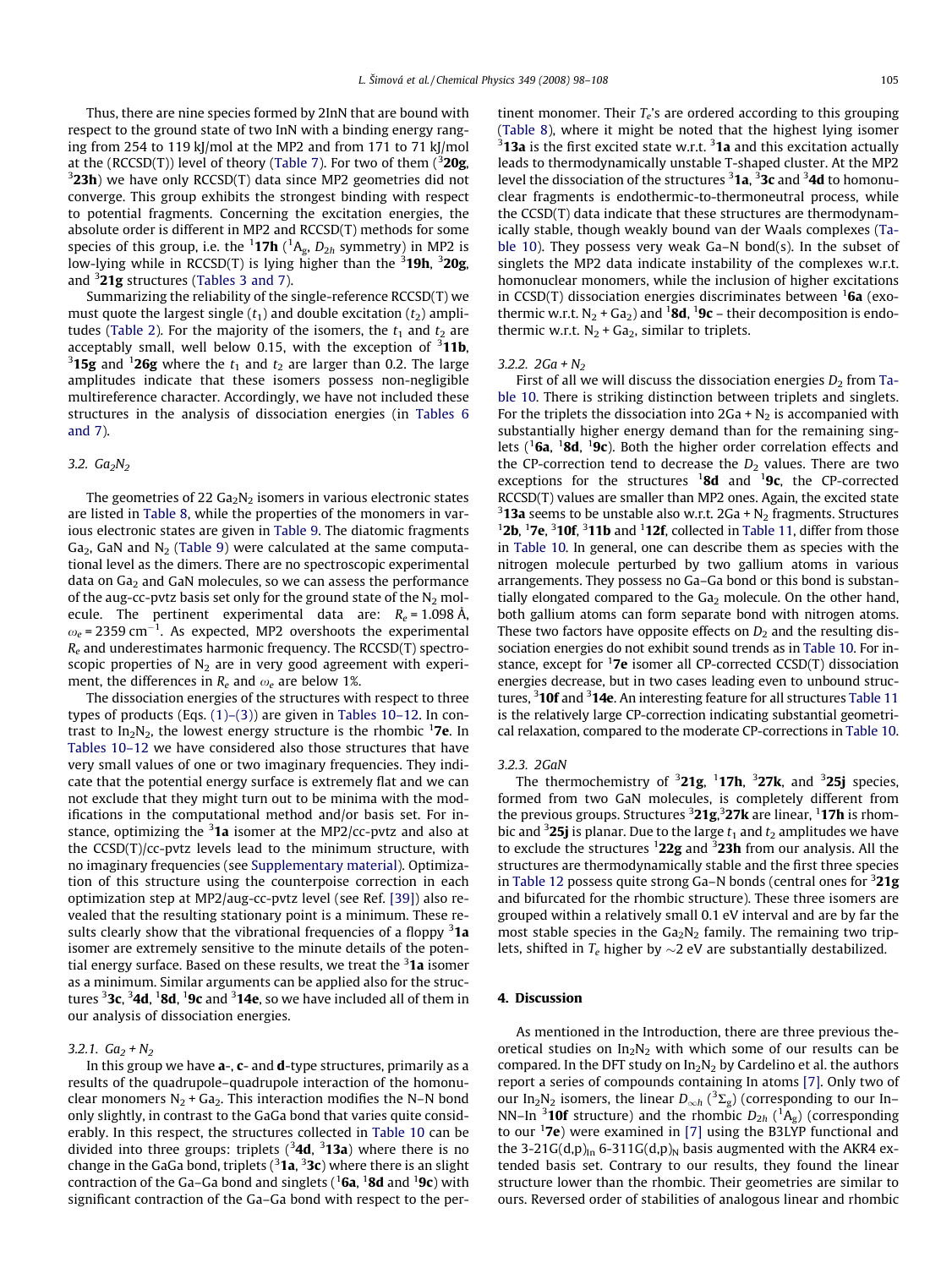Thus, there are nine species formed by 2InN that are bound with respect to the ground state of two InN with a binding energy ranging from 254 to 119 kJ/mol at the MP2 and from 171 to 71 kJ/mol at the (RCCSD(T)) level of theory (Table 7). For two of them ($^3$**20g**, $^3$**23h**) we have only RCCSD(T) data since MP2 geometries did not converge. This group exhibits the strongest binding with respect to potential fragments. Concerning the excitation energies, the absolute order is different in MP2 and RCCSD(T) methods for some species of this group, i.e. the $^1$**17h** ($^1A_g$, $D_{2h}$ symmetry) in MP2 is low-lying while in RCCSD(T) is lying higher than the $^3$**19h**, $^3$**20g**, and $^3$**21g** structures (Tables 3 and 7).

Summarizing the reliability of the single-reference RCCSD(T) we must quote the largest single ($t_1$) and double excitation ($t_2$) amplitudes (Table 2). For the majority of the isomers, the $t_1$ and $t_2$ are acceptably small, well below 0.15, with the exception of $^3$**11b**, $^3$**15g** and $^1$**26g** where the $t_1$ and $t_2$ are larger than 0.2. The large amplitudes indicate that these isomers possess non-negligible multireference character. Accordingly, we have not included these structures in the analysis of dissociation energies (in Tables 6 and 7).

### 3.2. $Ga_2N_2$

The geometries of 22 $Ga_2N_2$ isomers in various electronic states are listed in Table 8, while the properties of the monomers in various electronic states are given in Table 9. The diatomic fragments $Ga_2$, GaN and $N_2$ (Table 9) were calculated at the same computational level as the dimers. There are no spectroscopic experimental data on $Ga_2$ and GaN molecules, so we can assess the performance of the aug-cc-pvtz basis set only for the ground state of the $N_2$ molecule. The pertinent experimental data are: $R_e$ = 1.098 Å, $\omega_e$ = 2359 cm$^{-1}$. As expected, MP2 overshoots the experimental $R_e$ and underestimates harmonic frequency. The RCCSD(T) spectroscopic properties of $N_2$ are in very good agreement with experiment, the differences in $R_e$ and $\omega_e$ are below 1%.

The dissociation energies of the structures with respect to three types of products (Eqs. (1)–(3)) are given in Tables 10–12. In contrast to $In_2N_2$, the lowest energy structure is the rhombic $^1$**7e**. In Tables 10–12 we have considered also those structures that have very small values of one or two imaginary frequencies. They indicate that the potential energy surface is extremely flat and we can not exclude that they might turn out to be minima with the modifications in the computational method and/or basis set. For instance, optimizing the $^3$**1a** isomer at the MP2/cc-pvtz and also at the CCSD(T)/cc-pvtz levels lead to the minimum structure, with no imaginary frequencies (see Supplementary material). Optimization of this structure using the counterpoise correction in each optimization step at MP2/aug-cc-pvtz level (see Ref. [39]) also revealed that the resulting stationary point is a minimum. These results clearly show that the vibrational frequencies of a floppy $^3$**1a** isomer are extremely sensitive to the minute details of the potential energy surface. Based on these results, we treat the $^3$**1a** isomer as a minimum. Similar arguments can be applied also for the structures $^3$**3c**, $^3$**4d**, $^1$**8d**, $^1$**9c** and $^3$**14e**, so we have included all of them in our analysis of dissociation energies.

#### 3.2.1. $Ga_2$ + $N_2$

In this group we have **a**-, **c**- and **d**-type structures, primarily as a results of the quadrupole–quadrupole interaction of the homonuclear monomers $N_2$ + $Ga_2$. This interaction modifies the N–N bond only slightly, in contrast to the GaGa bond that varies quite considerably. In this respect, the structures collected in Table 10 can be divided into three groups: triplets ($^3$**4d**, $^3$**13a**) where there is no change in the GaGa bond, triplets ($^3$**1a**, $^3$**3c**) where there is an slight contraction of the Ga–Ga bond and singlets ($^1$**6a**, $^1$**8d** and $^1$**9c**) with significant contraction of the Ga–Ga bond with respect to the pertinent monomer. Their $T_e$'s are ordered according to this grouping (Table 8), where it might be noted that the highest lying isomer $^3$**13a** is the first excited state w.r.t. $^3$**1a** and this excitation actually leads to thermodynamically unstable T-shaped cluster. At the MP2 level the dissociation of the structures $^3$**1a**, $^3$**3c** and $^3$**4d** to homonuclear fragments is endothermic-to-thermoneutral process, while the CCSD(T) data indicate that these structures are thermodynamically stable, though weakly bound van der Waals complexes (Table 10). They possess very weak Ga–N bond(s). In the subset of singlets the MP2 data indicate instability of the complexes w.r.t. homonuclear monomers, while the inclusion of higher excitations in CCSD(T) dissociation energies discriminates between $^1$**6a** (exothermic w.r.t. $N_2$ + $Ga_2$) and $^1$**8d**, $^1$**9c** – their decomposition is endothermic w.r.t. $N_2$ + $Ga_2$, similar to triplets.

#### 3.2.2. 2Ga + $N_2$

First of all we will discuss the dissociation energies $D_2$ from Table 10. There is striking distinction between triplets and singlets. For the triplets the dissociation into 2Ga + $N_2$ is accompanied with substantially higher energy demand than for the remaining singlets ($^1$**6a**, $^1$**8d**, $^1$**9c**). Both the higher order correlation effects and the CP-correction tend to decrease the $D_2$ values. There are two exceptions for the structures $^1$**8d** and $^1$**9c**, the CP-corrected RCCSD(T) values are smaller than MP2 ones. Again, the excited state $^3$**13a** seems to be unstable also w.r.t. 2Ga + $N_2$ fragments. Structures $^1$**2b**, $^1$**7e**, $^3$**10f**, $^3$**11b** and $^1$**12f**, collected in Table 11, differ from those in Table 10. In general, one can describe them as species with the nitrogen molecule perturbed by two gallium atoms in various arrangements. They possess no Ga–Ga bond or this bond is substantially elongated compared to the $Ga_2$ molecule. On the other hand, both gallium atoms can form separate bond with nitrogen atoms. These two factors have opposite effects on $D_2$ and the resulting dissociation energies do not exhibit sound trends as in Table 10. For instance, except for $^1$**7e** isomer all CP-corrected CCSD(T) dissociation energies decrease, but in two cases leading even to unbound structures, $^3$**10f** and $^3$**14e**. An interesting feature for all structures Table 11 is the relatively large CP-correction indicating substantial geometrical relaxation, compared to the moderate CP-corrections in Table 10.

#### 3.2.3. 2GaN

The thermochemistry of $^3$**21g**, $^1$**17h**, $^3$**27k**, and $^3$**25j** species, formed from two GaN molecules, is completely different from the previous groups. Structures $^3$**21g**,$^3$**27k** are linear, $^1$**17h** is rhombic and $^3$**25j** is planar. Due to the large $t_1$ and $t_2$ amplitudes we have to exclude the structures $^1$**22g** and $^3$**23h** from our analysis. All the structures are thermodynamically stable and the first three species in Table 12 possess quite strong Ga–N bonds (central ones for $^3$**21g** and bifurcated for the rhombic structure). These three isomers are grouped within a relatively small 0.1 eV interval and are by far the most stable species in the $Ga_2N_2$ family. The remaining two triplets, shifted in $T_e$ higher by ~2 eV are substantially destabilized.

## 4. Discussion

As mentioned in the Introduction, there are three previous theoretical studies on $In_2N_2$ with which some of our results can be compared. In the DFT study on $In_2N_2$ by Cardelino et al. the authors report a series of compounds containing In atoms [7]. Only two of our $In_2N_2$ isomers, the linear $D_{\infty h}$ ($^3\Sigma_g$) (corresponding to our In–NN–In $^3$**10f** structure) and the rhombic $D_{2h}$ ($^1A_g$) (corresponding to our $^1$**7e**) were examined in [7] using the B3LYP functional and the 3-21G(d,p)$_{In}$ 6-311G(d,p)$_N$ basis augmented with the AKR4 extended basis set. Contrary to our results, they found the linear structure lower than the rhombic. Their geometries are similar to ours. Reversed order of stabilities of analogous linear and rhombic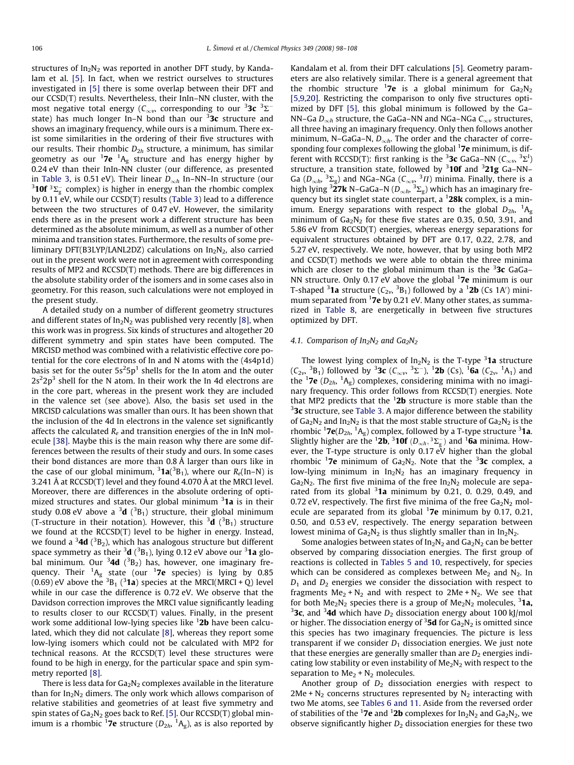structures of $In_2N_2$ was reported in another DFT study, by Kandalam et al. [5]. In fact, when we restrict ourselves to structures investigated in [5] there is some overlap between their DFT and our CCSD(T) results. Nevertheless, their InIn–NN cluster, with the most negative total energy ($C_{\infty v}$, corresponding to our $^3$**3c** $^3\Sigma^-$ state) has much longer In–N bond than our $^3$**3c** structure and shows an imaginary frequency, while ours is a minimum. There exist some similarities in the ordering of their five structures with our results. Their rhombic $D_{2h}$ structure, a minimum, has similar geometry as our $^1$**7e** $^1A_g$ structure and has energy higher by 0.24 eV than their InIn-NN cluster (our difference, as presented in Table 3, is 0.51 eV). Their linear $D_{\infty h}$ In–NN–In structure (our $^3$**10f** $^3\Sigma_g^-$ complex) is higher in energy than the rhombic complex by 0.11 eV, while our CCSD(T) results (Table 3) lead to a difference between the two structures of 0.47 eV. However, the similarity ends there as in the present work a different structure has been determined as the absolute minimum, as well as a number of other minima and transition states. Furthermore, the results of some preliminary DFT(B3LYP/LANL2DZ) calculations on $In_2N_2$, also carried out in the present work were not in agreement with corresponding results of MP2 and RCCSD(T) methods. There are big differences in the absolute stability order of the isomers and in some cases also in geometry. For this reason, such calculations were not employed in the present study.

A detailed study on a number of different geometry structures and different states of $In_2N_2$ was published very recently [8], when this work was in progress. Six kinds of structures and altogether 20 different symmetry and spin states have been computed. The MRCISD method was combined with a relativistic effective core potential for the core electrons of In and N atoms with the (4s4p1d) basis set for the outer $5s^25p^1$ shells for the In atom and the outer $2s^22p^3$ shell for the N atom. In their work the In 4d electrons are in the core part, whereas in the present work they are included in the valence set (see above). Also, the basis set used in the MRCISD calculations was smaller than ours. It has been shown that the inclusion of the 4d In electrons in the valence set significantly affects the calculated $R_e$ and transition energies of the in InN molecule [38]. Maybe this is the main reason why there are some differences between the results of their study and ours. In some cases their bond distances are more than 0.8 Å larger than ours like in the case of our global minimum, $^3$**1a**($^3B_1$), where our $R_e$(In–N) is 3.241 Å at RCCSD(T) level and they found 4.070 Å at the MRCI level. Moreover, there are differences in the absolute ordering of optimized structures and states. Our global minimum $^3$**1a** is in their study 0.08 eV above a $^3$**d** ($^3B_1$) structure, their global minimum (T-structure in their notation). However, this $^3$**d** ($^3B_1$) structure we found at the RCCSD(T) level to be higher in energy. Instead, we found a $^3$**4d** ($^3B_2$), which has analogous structure but different space symmetry as their $^3$**d** ($^3B_1$), lying 0.12 eV above our $^3$**1a** global minimum. Our $^3$**4d** ($^3B_2$) has, however, one imaginary frequency. Their $^1A_g$ state (our $^1$**7e** species) is lying by 0.85 (0.69) eV above the $^3B_1$ ($^3$**1a**) species at the MRCI(MRCI + Q) level while in our case the difference is 0.72 eV. We observe that the Davidson correction improves the MRCI value significantly leading to results closer to our RCCSD(T) values. Finally, in the present work some additional low-lying species like $^1$**2b** have been calculated, which they did not calculate [8], whereas they report some low-lying isomers which could not be calculated with MP2 for technical reasons. At the RCCSD(T) level these structures were found to be high in energy, for the particular space and spin symmetry reported [8].

There is less data for $Ga_2N_2$ complexes available in the literature than for $In_2N_2$ dimers. The only work which allows comparison of relative stabilities and geometries of at least five symmetry and spin states of $Ga_2N_2$ goes back to Ref. [5]. Our RCCSD(T) global minimum is a rhombic $^1$**7e** structure ($D_{2h}$, $^1A_g$), as is also reported by Kandalam et al. from their DFT calculations [5]. Geometry parameters are also relatively similar. There is a general agreement that the rhombic structure $^1$**7e** is a global minimum for $Ga_2N_2$ [5,9,20]. Restricting the comparison to only five structures optimized by DFT [5], this global minimum is followed by the Ga–NN–Ga $D_{\infty h}$ structure, the GaGa–NN and NGa–NGa $C_{\infty v}$ structures, all three having an imaginary frequency. Only then follows another minimum, N–GaGa–N, $D_{\infty h}$. The order and the character of corresponding four complexes following the global $^1$**7e** minimum, is different with RCCSD(T): first ranking is the $^3$**3c** GaGa–NN ($C_{\infty v}$, $^3\Sigma^!$) structure, a transition state, followed by $^3$**10f** and $^3$**21g** Ga–NN–Ga ($D_{\infty h}$, $^3\Sigma_g$) and NGa–NGa ($C_{\infty v}$, $^3\Pi$) minima. Finally, there is a high lying $^3$**27k** N–GaGa–N ($D_{\infty h}$, $^3\Sigma_g$) which has an imaginary frequency but its singlet state counterpart, a $^1$**28k** complex, is a minimum. Energy separations with respect to the global $D_{2h}$, $^1A_g$ minimum of $Ga_2N_2$ for these five states are 0.35, 0.50, 3.91, and 5.86 eV from RCCSD(T) energies, whereas energy separations for equivalent structures obtained by DFT are 0.17, 0.22, 2.78, and 5.27 eV, respectively. We note, however, that by using both MP2 and CCSD(T) methods we were able to obtain the three minima which are closer to the global minimum than is the $^3$**3c** GaGa–NN structure. Only 0.17 eV above the global $^1$**7e** minimum is our T-shaped $^3$**1a** structure ($C_{2v}$, $^3B_1$) followed by a $^1$**2b** (Cs 1A′) minimum separated from $^1$**7e** by 0.21 eV. Many other states, as summarized in Table 8, are energetically in between five structures optimized by DFT.

### 4.1. Comparison of $In_2N_2$ and $Ga_2N_2$

The lowest lying complex of $In_2N_2$ is the T-type $^3$**1a** structure ($C_{2v}$, $^3B_1$) followed by $^3$**3c** ($C_{\infty v}$, $^3\Sigma^-$), $^1$**2b** (Cs), $^1$**6a** ($C_{2v}$, $^1A_1$) and the $^1$**7e** ($D_{2h}$, $^1A_g$) complexes, considering minima with no imaginary frequency. This order follows from RCCSD(T) energies. Note that MP2 predicts that the $^1$**2b** structure is more stable than the $^3$**3c** structure, see Table 3. A major difference between the stability of $Ga_2N_2$ and $In_2N_2$ is that the most stable structure of $Ga_2N_2$ is the rhombic $^1$**7e**($D_{2h}$, $^1A_g$) complex, followed by a T-type structure $^3$**1a**. Slightly higher are the $^1$**2b**, $^3$**10f** ($D_{\infty h}$, $^3\Sigma_g^-$) and $^1$**6a** minima. However, the T-type structure is only 0.17 eV higher than the global rhombic $^1$**7e** minimum of $Ga_2N_2$. Note that the $^3$**3c** complex, a low-lying minimum in $In_2N_2$ has an imaginary frequency in $Ga_2N_2$. The first five minima of the free $In_2N_2$ molecule are separated from its global $^3$**1a** minimum by 0.21, 0. 0.29, 0.49, and 0.72 eV, respectively. The first five minima of the free $Ga_2N_2$ molecule are separated from its global $^1$**7e** minimum by 0.17, 0.21, 0.50, and 0.53 eV, respectively. The energy separation between lowest minima of $Ga_2N_2$ is thus slightly smaller than in $In_2N_2$.

Some analogies between states of $In_2N_2$ and $Ga_2N_2$ can be better observed by comparing dissociation energies. The first group of reactions is collected in Tables 5 and 10, respectively, for species which can be considered as complexes between $Me_2$ and $N_2$. In $D_1$ and $D_2$ energies we consider the dissociation with respect to fragments $Me_2 + N_2$ and with respect to $2Me + N_2$. We see that for both $Me_2N_2$ species there is a group of $Me_2N_2$ molecules, $^3$**1a**, $^3$**3c**, and $^3$**4d** which have $D_2$ dissociation energy about 100 kJ/mol or higher. The dissociation energy of $^3$**5d** for $Ga_2N_2$ is omitted since this species has two imaginary frequencies. The picture is less transparent if we consider $D_1$ dissociation energies. We just note that these energies are generally smaller than are $D_2$ energies indicating low stability or even instability of $Me_2N_2$ with respect to the separation to $Me_2 + N_2$ molecules.

Another group of $D_2$ dissociation energies with respect to $2Me + N_2$ concerns structures represented by $N_2$ interacting with two Me atoms, see Tables 6 and 11. Aside from the reversed order of stabilities of the $^1$**7e** and $^1$**2b** complexes for $In_2N_2$ and $Ga_2N_2$, we observe significantly higher $D_2$ dissociation energies for these two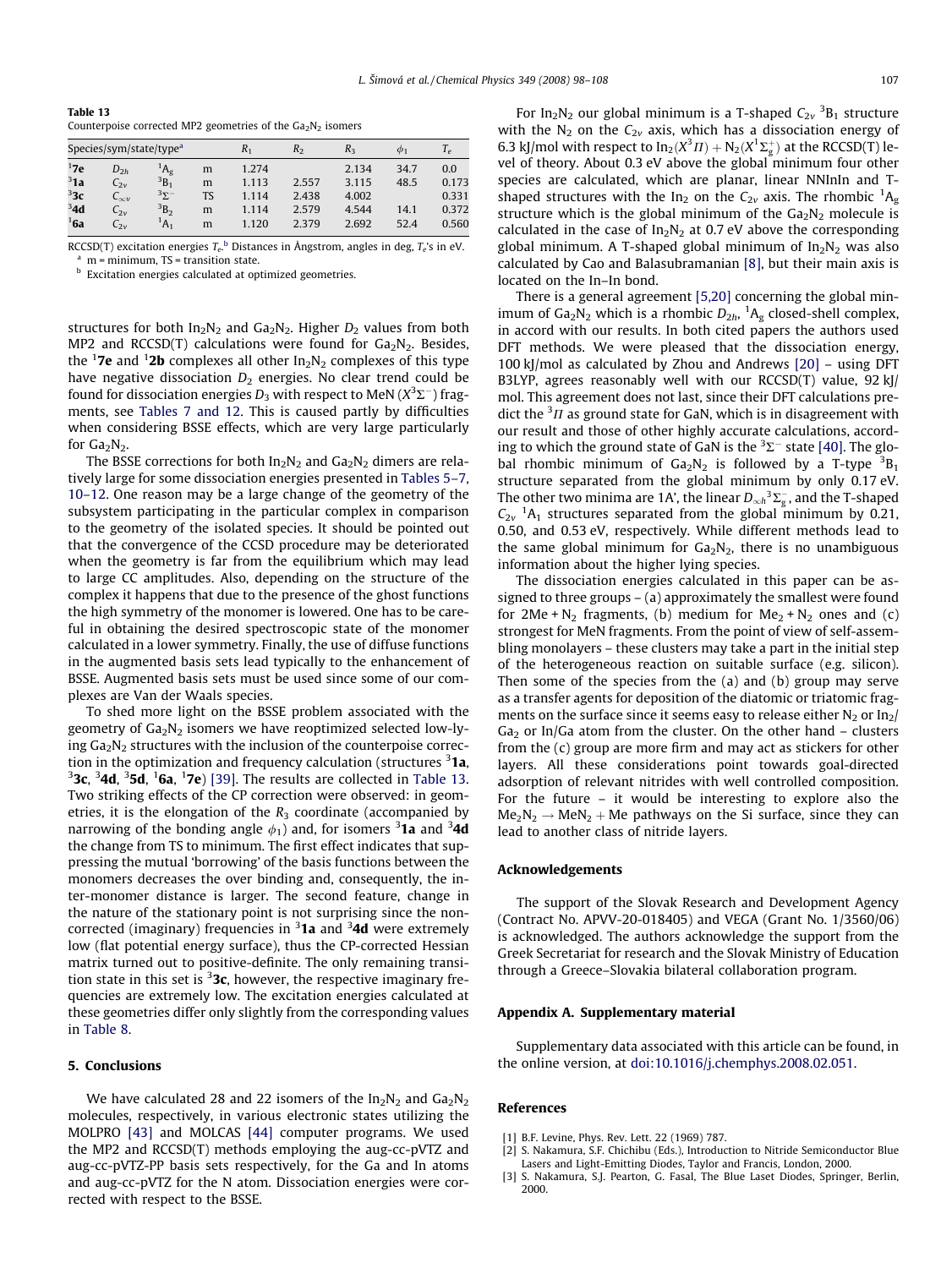**Table 13**
Counterpoise corrected MP2 geometries of the $Ga_2N_2$ isomers

| Species/sym/state/type[a] | | | | $R_1$ | $R_2$ | $R_3$ | $\phi_1$ | $T_e$ |
|---|---|---|---|---|---|---|---|---|
| $^1$**7e** | $D_{2h}$ | $^1A_g$ | m | 1.274 | | 2.134 | 34.7 | 0.0 |
| $^3$**1a** | $C_{2v}$ | $^3B_1$ | m | 1.113 | 2.557 | 3.115 | 48.5 | 0.173 |
| $^3$**3c** | $C_{\infty v}$ | $^3\Sigma^-$ | TS | 1.114 | 2.438 | 4.002 | | 0.331 |
| $^3$**4d** | $C_{2v}$ | $^3B_2$ | m | 1.114 | 2.579 | 4.544 | 14.1 | 0.372 |
| $^1$**6a** | $C_{2v}$ | $^1A_1$ | m | 1.120 | 2.379 | 2.692 | 52.4 | 0.560 |

RCCSD(T) excitation energies $T_e$.[b] Distances in Ångstrom, angles in deg, $T_e$'s in eV.
[a] m = minimum, TS = transition state.
[b] Excitation energies calculated at optimized geometries.

structures for both $In_2N_2$ and $Ga_2N_2$. Higher $D_2$ values from both MP2 and RCCSD(T) calculations were found for $Ga_2N_2$. Besides, the $^1$**7e** and $^1$**2b** complexes all other $In_2N_2$ complexes of this type have negative dissociation $D_2$ energies. No clear trend could be found for dissociation energies $D_3$ with respect to MeN ($X^3\Sigma^-$) fragments, see Tables 7 and 12. This is caused partly by difficulties when considering BSSE effects, which are very large particularly for $Ga_2N_2$.

The BSSE corrections for both $In_2N_2$ and $Ga_2N_2$ dimers are relatively large for some dissociation energies presented in Tables 5–7, 10–12. One reason may be a large change of the geometry of the subsystem participating in the particular complex in comparison to the geometry of the isolated species. It should be pointed out that the convergence of the CCSD procedure may be deteriorated when the geometry is far from the equilibrium which may lead to large CC amplitudes. Also, depending on the structure of the complex it happens that due to the presence of the ghost functions the high symmetry of the monomer is lowered. One has to be careful in obtaining the desired spectroscopic state of the monomer calculated in a lower symmetry. Finally, the use of diffuse functions in the augmented basis sets lead typically to the enhancement of BSSE. Augmented basis sets must be used since some of our complexes are Van der Waals species.

To shed more light on the BSSE problem associated with the geometry of $Ga_2N_2$ isomers we have reoptimized selected low-lying $Ga_2N_2$ structures with the inclusion of the counterpoise correction in the optimization and frequency calculation (structures $^3$**1a**, $^3$**3c**, $^3$**4d**, $^3$**5d**, $^1$**6a**, $^1$**7e**) [39]. The results are collected in Table 13. Two striking effects of the CP correction were observed: in geometries, it is the elongation of the $R_3$ coordinate (accompanied by narrowing of the bonding angle $\phi_1$) and, for isomers $^3$**1a** and $^3$**4d** the change from TS to minimum. The first effect indicates that suppressing the mutual 'borrowing' of the basis functions between the monomers decreases the over binding and, consequently, the inter-monomer distance is larger. The second feature, change in the nature of the stationary point is not surprising since the non-corrected (imaginary) frequencies in $^3$**1a** and $^3$**4d** were extremely low (flat potential energy surface), thus the CP-corrected Hessian matrix turned out to positive-definite. The only remaining transition state in this set is $^3$**3c**, however, the respective imaginary frequencies are extremely low. The excitation energies calculated at these geometries differ only slightly from the corresponding values in Table 8.

## 5. Conclusions

We have calculated 28 and 22 isomers of the $In_2N_2$ and $Ga_2N_2$ molecules, respectively, in various electronic states utilizing the MOLPRO [43] and MOLCAS [44] computer programs. We used the MP2 and RCCSD(T) methods employing the aug-cc-pVTZ and aug-cc-pVTZ-PP basis sets respectively, for the Ga and In atoms and aug-cc-pVTZ for the N atom. Dissociation energies were corrected with respect to the BSSE.

For $In_2N_2$ our global minimum is a T-shaped $C_{2v}$ $^3B_1$ structure with the $N_2$ on the $C_{2v}$ axis, which has a dissociation energy of 6.3 kJ/mol with respect to $In_2(X^3\Pi) + N_2(X^1\Sigma_g^+)$ at the RCCSD(T) level of theory. About 0.3 eV above the global minimum four other species are calculated, which are planar, linear NNInIn and T-shaped structures with the $In_2$ on the $C_{2v}$ axis. The rhombic $^1A_g$ structure which is the global minimum of the $Ga_2N_2$ molecule is calculated in the case of $In_2N_2$ at 0.7 eV above the corresponding global minimum. A T-shaped global minimum of $In_2N_2$ was also calculated by Cao and Balasubramanian [8], but their main axis is located on the In–In bond.

There is a general agreement [5,20] concerning the global minimum of $Ga_2N_2$ which is a rhombic $D_{2h}$, $^1A_g$ closed-shell complex, in accord with our results. In both cited papers the authors used DFT methods. We were pleased that the dissociation energy, 100 kJ/mol as calculated by Zhou and Andrews [20] – using DFT B3LYP, agrees reasonably well with our RCCSD(T) value, 92 kJ/mol. This agreement does not last, since their DFT calculations predict the $^3\Pi$ as ground state for GaN, which is in disagreement with our result and those of other highly accurate calculations, according to which the ground state of GaN is the $^3\Sigma^-$ state [40]. The global rhombic minimum of $Ga_2N_2$ is followed by a T-type $^3B_1$ structure separated from the global minimum by only 0.17 eV. The other two minima are 1A', the linear $D_{\infty h}$ $^3\Sigma_g^-$, and the T-shaped $C_{2v}$ $^1A_1$ structures separated from the global minimum by 0.21, 0.50, and 0.53 eV, respectively. While different methods lead to the same global minimum for $Ga_2N_2$, there is no unambiguous information about the higher lying species.

The dissociation energies calculated in this paper can be assigned to three groups – (a) approximately the smallest were found for 2Me + $N_2$ fragments, (b) medium for $Me_2$ + $N_2$ ones and (c) strongest for MeN fragments. From the point of view of self-assembling monolayers – these clusters may take a part in the initial step of the heterogeneous reaction on suitable surface (e.g. silicon). Then some of the species from the (a) and (b) group may serve as a transfer agents for deposition of the diatomic or triatomic fragments on the surface since it seems easy to release either $N_2$ or $In_2$/$Ga_2$ or In/Ga atom from the cluster. On the other hand – clusters from the (c) group are more firm and may act as stickers for other layers. All these considerations point towards goal-directed adsorption of relevant nitrides with well controlled composition. For the future – it would be interesting to explore also the $Me_2N_2 \rightarrow MeN_2 + Me$ pathways on the Si surface, since they can lead to another class of nitride layers.

## Acknowledgements

The support of the Slovak Research and Development Agency (Contract No. APVV-20-018405) and VEGA (Grant No. 1/3560/06) is acknowledged. The authors acknowledge the support from the Greek Secretariat for research and the Slovak Ministry of Education through a Greece–Slovakia bilateral collaboration program.

## Appendix A. Supplementary material

Supplementary data associated with this article can be found, in the online version, at doi:10.1016/j.chemphys.2008.02.051.

## References

[1] B.F. Levine, Phys. Rev. Lett. 22 (1969) 787.
[2] S. Nakamura, S.F. Chichibu (Eds.), Introduction to Nitride Semiconductor Blue Lasers and Light-Emitting Diodes, Taylor and Francis, London, 2000.
[3] S. Nakamura, S.J. Pearton, G. Fasal, The Blue Laset Diodes, Springer, Berlin, 2000.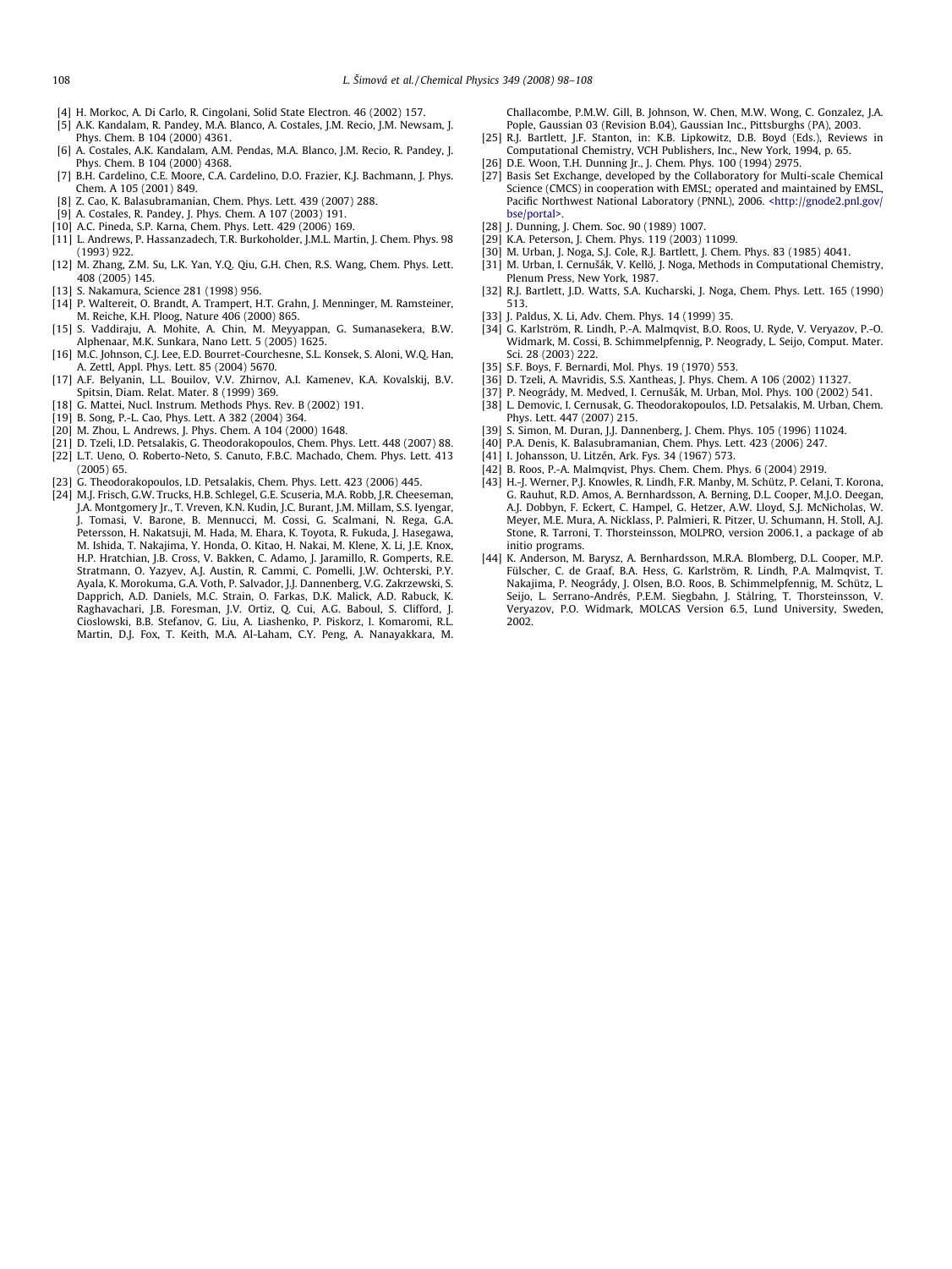[4] H. Morkoc, A. Di Carlo, R. Cingolani, Solid State Electron. 46 (2002) 157.
[5] A.K. Kandalam, R. Pandey, M.A. Blanco, A. Costales, J.M. Recio, J.M. Newsam, J. Phys. Chem. B 104 (2000) 4361.
[6] A. Costales, A.K. Kandalam, A.M. Pendas, M.A. Blanco, J.M. Recio, R. Pandey, J. Phys. Chem. B 104 (2000) 4368.
[7] B.H. Cardelino, C.E. Moore, C.A. Cardelino, D.O. Frazier, K.J. Bachmann, J. Phys. Chem. A 105 (2001) 849.
[8] Z. Cao, K. Balasubramanian, Chem. Phys. Lett. 439 (2007) 288.
[9] A. Costales, R. Pandey, J. Phys. Chem. A 107 (2003) 191.
[10] A.C. Pineda, S.P. Karna, Chem. Phys. Lett. 429 (2006) 169.
[11] L. Andrews, P. Hassanzadech, T.R. Burkoholder, J.M.L. Martin, J. Chem. Phys. 98 (1993) 922.
[12] M. Zhang, Z.M. Su, L.K. Yan, Y.Q. Qiu, G.H. Chen, R.S. Wang, Chem. Phys. Lett. 408 (2005) 145.
[13] S. Nakamura, Science 281 (1998) 956.
[14] P. Waltereit, O. Brandt, A. Trampert, H.T. Grahn, J. Menninger, M. Ramsteiner, M. Reiche, K.H. Ploog, Nature 406 (2000) 865.
[15] S. Vaddiraju, A. Mohite, A. Chin, M. Meyyappan, G. Sumanasekera, B.W. Alphenaar, M.K. Sunkara, Nano Lett. 5 (2005) 1625.
[16] M.C. Johnson, C.J. Lee, E.D. Bourret-Courchesne, S.L. Konsek, S. Aloni, W.Q. Han, A. Zettl, Appl. Phys. Lett. 85 (2004) 5670.
[17] A.F. Belyanin, L.L. Bouilov, V.V. Zhirnov, A.I. Kamenev, K.A. Kovalskij, B.V. Spitsin, Diam. Relat. Mater. 8 (1999) 369.
[18] G. Mattei, Nucl. Instrum. Methods Phys. Rev. B (2002) 191.
[19] B. Song, P.-L. Cao, Phys. Lett. A 382 (2004) 364.
[20] M. Zhou, L. Andrews, J. Phys. Chem. A 104 (2000) 1648.
[21] D. Tzeli, I.D. Petsalakis, G. Theodorakopoulos, Chem. Phys. Lett. 448 (2007) 88.
[22] L.T. Ueno, O. Roberto-Neto, S. Canuto, F.B.C. Machado, Chem. Phys. Lett. 413 (2005) 65.
[23] G. Theodorakopoulos, I.D. Petsalakis, Chem. Phys. Lett. 423 (2006) 445.
[24] M.J. Frisch, G.W. Trucks, H.B. Schlegel, G.E. Scuseria, M.A. Robb, J.R. Cheeseman, J.A. Montgomery Jr., T. Vreven, K.N. Kudin, J.C. Burant, J.M. Millam, S.S. Iyengar, J. Tomasi, V. Barone, B. Mennucci, M. Cossi, G. Scalmani, N. Rega, G.A. Petersson, H. Nakatsuji, M. Hada, M. Ehara, K. Toyota, R. Fukuda, J. Hasegawa, M. Ishida, T. Nakajima, Y. Honda, O. Kitao, H. Nakai, M. Klene, X. Li, J.E. Knox, H.P. Hratchian, J.B. Cross, V. Bakken, C. Adamo, J. Jaramillo, R. Gomperts, R.E. Stratmann, O. Yazyev, A.J. Austin, R. Cammi, C. Pomelli, J.W. Ochterski, P.Y. Ayala, K. Morokuma, G.A. Voth, P. Salvador, J.J. Dannenberg, V.G. Zakrzewski, S. Dapprich, A.D. Daniels, M.C. Strain, O. Farkas, D.K. Malick, A.D. Rabuck, K. Raghavachari, J.B. Foresman, J.V. Ortiz, Q. Cui, A.G. Baboul, S. Clifford, J. Cioslowski, B.B. Stefanov, G. Liu, A. Liashenko, P. Piskorz, I. Komaromi, R.L. Martin, D.J. Fox, T. Keith, M.A. Al-Laham, C.Y. Peng, A. Nanayakkara, M. Challacombe, P.M.W. Gill, B. Johnson, W. Chen, M.W. Wong, C. Gonzalez, J.A. Pople, Gaussian 03 (Revision B.04), Gaussian Inc., Pittsburghs (PA), 2003.
[25] R.J. Bartlett, J.F. Stanton, in: K.B. Lipkowitz, D.B. Boyd (Eds.), Reviews in Computational Chemistry, VCH Publishers, Inc., New York, 1994, p. 65.
[26] D.E. Woon, T.H. Dunning Jr., J. Chem. Phys. 100 (1994) 2975.
[27] Basis Set Exchange, developed by the Collaboratory for Multi-scale Chemical Science (CMCS) in cooperation with EMSL; operated and maintained by EMSL, Pacific Northwest National Laboratory (PNNL), 2006. <http://gnode2.pnl.gov/bse/portal>.
[28] J. Dunning, J. Chem. Soc. 90 (1989) 1007.
[29] K.A. Peterson, J. Chem. Phys. 119 (2003) 11099.
[30] M. Urban, J. Noga, S.J. Cole, R.J. Bartlett, J. Chem. Phys. 83 (1985) 4041.
[31] M. Urban, I. Cernušák, V. Kellö, J. Noga, Methods in Computational Chemistry, Plenum Press, New York, 1987.
[32] R.J. Bartlett, J.D. Watts, S.A. Kucharski, J. Noga, Chem. Phys. Lett. 165 (1990) 513.
[33] J. Paldus, X. Li, Adv. Chem. Phys. 14 (1999) 35.
[34] G. Karlström, R. Lindh, P.-A. Malmqvist, B.O. Roos, U. Ryde, V. Veryazov, P.-O. Widmark, M. Cossi, B. Schimmelpfennig, P. Neogrady, L. Seijo, Comput. Mater. Sci. 28 (2003) 222.
[35] S.F. Boys, F. Bernardi, Mol. Phys. 19 (1970) 553.
[36] D. Tzeli, A. Mavridis, S.S. Xantheas, J. Phys. Chem. A 106 (2002) 11327.
[37] P. Neogrády, M. Medved, I. Cernušák, M. Urban, Mol. Phys. 100 (2002) 541.
[38] L. Demovic, I. Cernusak, G. Theodorakopoulos, I.D. Petsalakis, M. Urban, Chem. Phys. Lett. 447 (2007) 215.
[39] S. Simon, M. Duran, J.J. Dannenberg, J. Chem. Phys. 105 (1996) 11024.
[40] P.A. Denis, K. Balasubramanian, Chem. Phys. Lett. 423 (2006) 247.
[41] I. Johansson, U. Litzén, Ark. Fys. 34 (1967) 573.
[42] B. Roos, P.-A. Malmqvist, Phys. Chem. Chem. Phys. 6 (2004) 2919.
[43] H.-J. Werner, P.J. Knowles, R. Lindh, F.R. Manby, M. Schütz, P. Celani, T. Korona, G. Rauhut, R.D. Amos, A. Bernhardsson, A. Berning, D.L. Cooper, M.J.O. Deegan, A.J. Dobbyn, F. Eckert, C. Hampel, G. Hetzer, A.W. Lloyd, S.J. McNicholas, W. Meyer, M.E. Mura, A. Nicklass, P. Palmieri, R. Pitzer, U. Schumann, H. Stoll, A.J. Stone, R. Tarroni, T. Thorsteinsson, MOLPRO, version 2006.1, a package of ab initio programs.
[44] K. Anderson, M. Barysz, A. Bernhardsson, M.R.A. Blomberg, D.L. Cooper, M.P. Fülscher, C. de Graaf, B.A. Hess, G. Karlström, R. Lindh, P.A. Malmqvist, T. Nakajima, P. Neogrády, J. Olsen, B.O. Roos, B. Schimmelpfennig, M. Schütz, L. Seijo, L. Serrano-Andrés, P.E.M. Siegbahn, J. Stålring, T. Thorsteinsson, V. Veryazov, P.O. Widmark, MOLCAS Version 6.5, Lund University, Sweden, 2002.